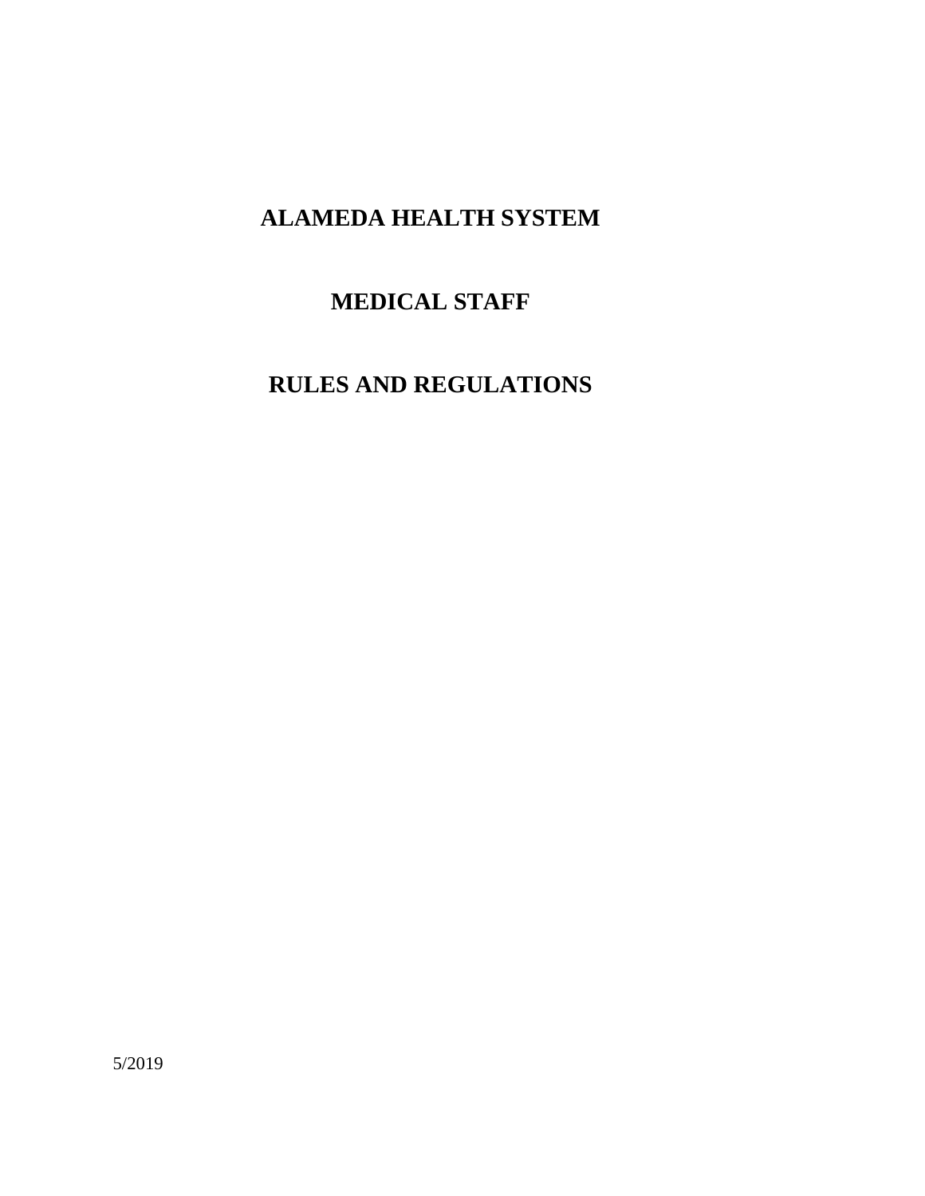# ALAMEDA HEALTH SYSTEM

# MEDICAL STAFF

# RULES AND REGULATIONS

5/2019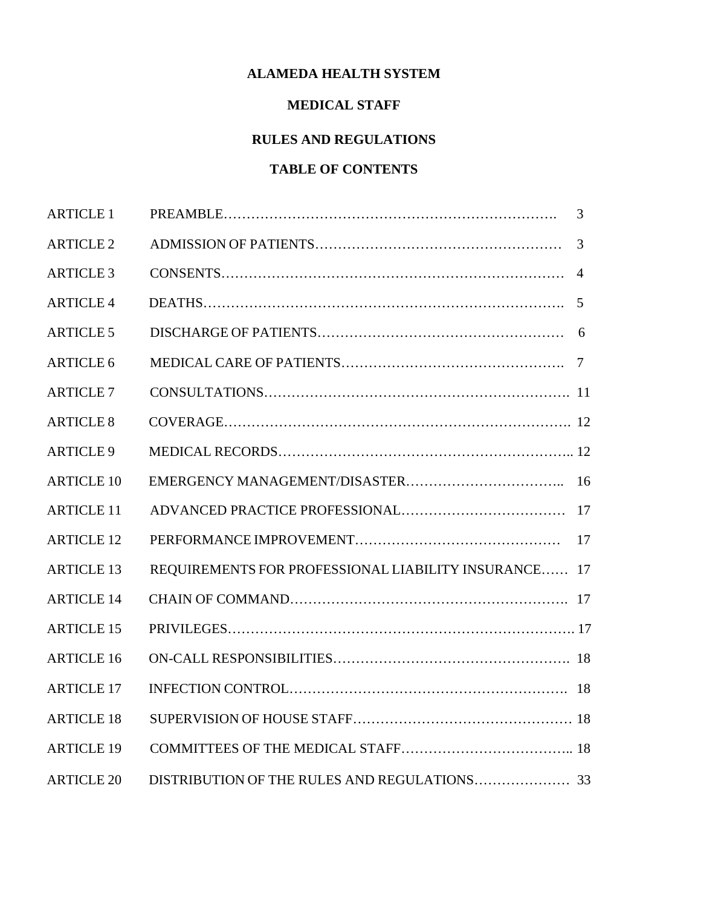**ALAMEDA HEALTH SYSTEM**

**MEDICAL STAFF**

**RULES AND REGULATIONS**

**TABLE OF CONTENTS**

| | | |
|---|---|---|
| ARTICLE 1 | PREAMBLE | 3 |
| ARTICLE 2 | ADMISSION OF PATIENTS | 3 |
| ARTICLE 3 | CONSENTS | 4 |
| ARTICLE 4 | DEATHS | 5 |
| ARTICLE 5 | DISCHARGE OF PATIENTS | 6 |
| ARTICLE 6 | MEDICAL CARE OF PATIENTS | 7 |
| ARTICLE 7 | CONSULTATIONS | 11 |
| ARTICLE 8 | COVERAGE | 12 |
| ARTICLE 9 | MEDICAL RECORDS | 12 |
| ARTICLE 10 | EMERGENCY MANAGEMENT/DISASTER | 16 |
| ARTICLE 11 | ADVANCED PRACTICE PROFESSIONAL | 17 |
| ARTICLE 12 | PERFORMANCE IMPROVEMENT | 17 |
| ARTICLE 13 | REQUIREMENTS FOR PROFESSIONAL LIABILITY INSURANCE | 17 |
| ARTICLE 14 | CHAIN OF COMMAND | 17 |
| ARTICLE 15 | PRIVILEGES | 17 |
| ARTICLE 16 | ON-CALL RESPONSIBILITIES | 18 |
| ARTICLE 17 | INFECTION CONTROL | 18 |
| ARTICLE 18 | SUPERVISION OF HOUSE STAFF | 18 |
| ARTICLE 19 | COMMITTEES OF THE MEDICAL STAFF | 18 |
| ARTICLE 20 | DISTRIBUTION OF THE RULES AND REGULATIONS | 33 |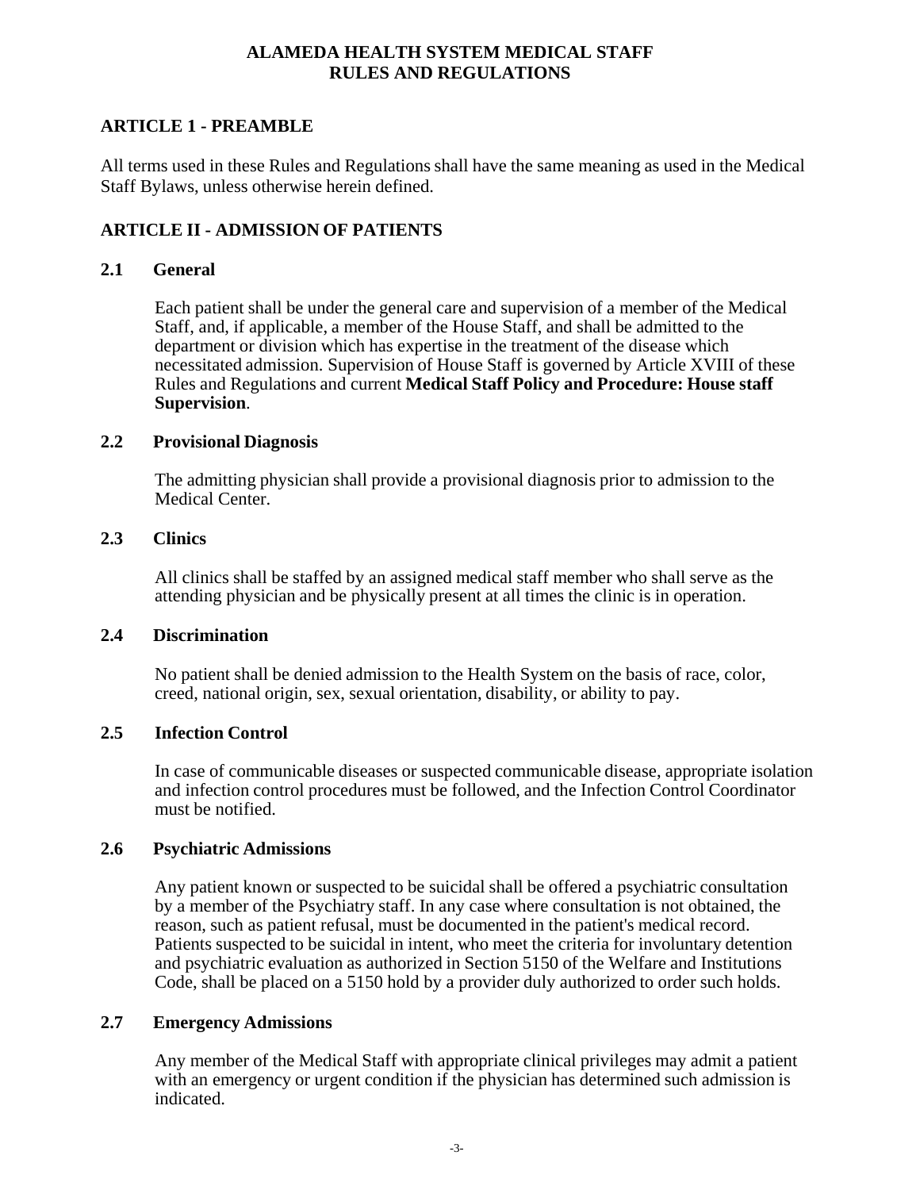# ALAMEDA HEALTH SYSTEM MEDICAL STAFF RULES AND REGULATIONS

## ARTICLE 1 - PREAMBLE

All terms used in these Rules and Regulations shall have the same meaning as used in the Medical Staff Bylaws, unless otherwise herein defined.

## ARTICLE II - ADMISSION OF PATIENTS

### 2.1 General

Each patient shall be under the general care and supervision of a member of the Medical Staff, and, if applicable, a member of the House Staff, and shall be admitted to the department or division which has expertise in the treatment of the disease which necessitated admission. Supervision of House Staff is governed by Article XVIII of these Rules and Regulations and current **Medical Staff Policy and Procedure: House staff Supervision**.

### 2.2 Provisional Diagnosis

The admitting physician shall provide a provisional diagnosis prior to admission to the Medical Center.

### 2.3 Clinics

All clinics shall be staffed by an assigned medical staff member who shall serve as the attending physician and be physically present at all times the clinic is in operation.

### 2.4 Discrimination

No patient shall be denied admission to the Health System on the basis of race, color, creed, national origin, sex, sexual orientation, disability, or ability to pay.

### 2.5 Infection Control

In case of communicable diseases or suspected communicable disease, appropriate isolation and infection control procedures must be followed, and the Infection Control Coordinator must be notified.

### 2.6 Psychiatric Admissions

Any patient known or suspected to be suicidal shall be offered a psychiatric consultation by a member of the Psychiatry staff. In any case where consultation is not obtained, the reason, such as patient refusal, must be documented in the patient's medical record. Patients suspected to be suicidal in intent, who meet the criteria for involuntary detention and psychiatric evaluation as authorized in Section 5150 of the Welfare and Institutions Code, shall be placed on a 5150 hold by a provider duly authorized to order such holds.

### 2.7 Emergency Admissions

Any member of the Medical Staff with appropriate clinical privileges may admit a patient with an emergency or urgent condition if the physician has determined such admission is indicated.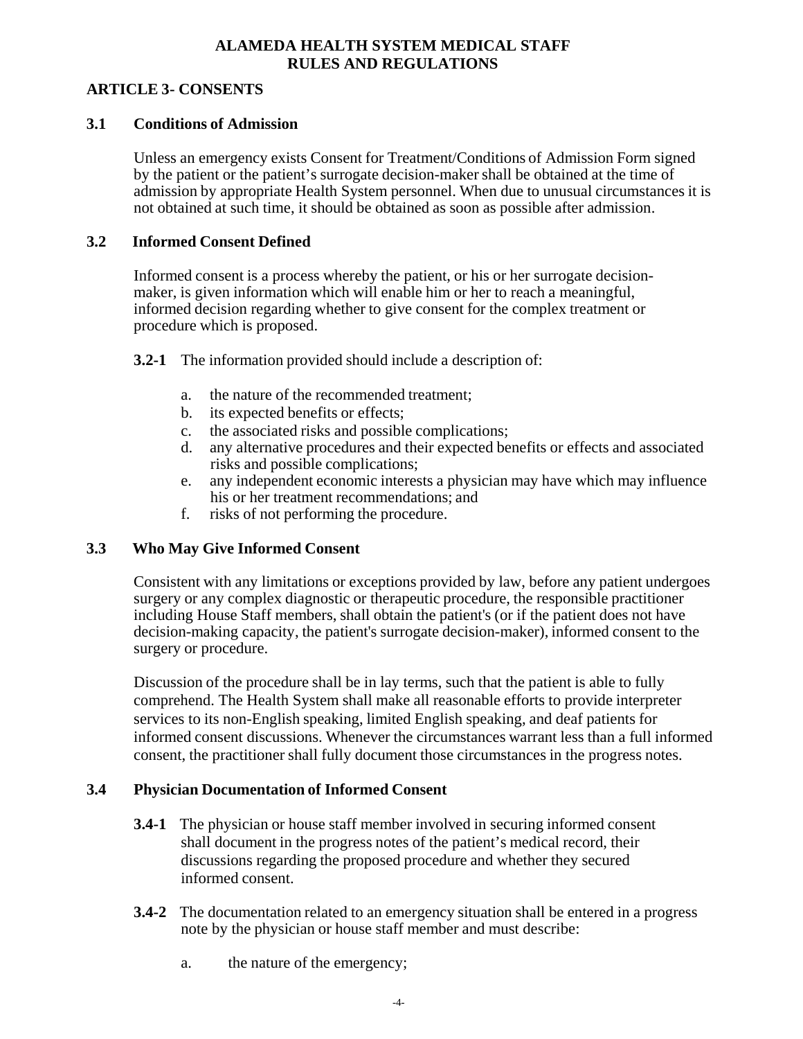# ALAMEDA HEALTH SYSTEM MEDICAL STAFF RULES AND REGULATIONS

## ARTICLE 3- CONSENTS

### 3.1 Conditions of Admission

Unless an emergency exists Consent for Treatment/Conditions of Admission Form signed by the patient or the patient's surrogate decision-maker shall be obtained at the time of admission by appropriate Health System personnel. When due to unusual circumstances it is not obtained at such time, it should be obtained as soon as possible after admission.

### 3.2 Informed Consent Defined

Informed consent is a process whereby the patient, or his or her surrogate decision-maker, is given information which will enable him or her to reach a meaningful, informed decision regarding whether to give consent for the complex treatment or procedure which is proposed.

**3.2-1** The information provided should include a description of:

a. the nature of the recommended treatment;
b. its expected benefits or effects;
c. the associated risks and possible complications;
d. any alternative procedures and their expected benefits or effects and associated risks and possible complications;
e. any independent economic interests a physician may have which may influence his or her treatment recommendations; and
f. risks of not performing the procedure.

### 3.3 Who May Give Informed Consent

Consistent with any limitations or exceptions provided by law, before any patient undergoes surgery or any complex diagnostic or therapeutic procedure, the responsible practitioner including House Staff members, shall obtain the patient's (or if the patient does not have decision-making capacity, the patient's surrogate decision-maker), informed consent to the surgery or procedure.

Discussion of the procedure shall be in lay terms, such that the patient is able to fully comprehend. The Health System shall make all reasonable efforts to provide interpreter services to its non-English speaking, limited English speaking, and deaf patients for informed consent discussions. Whenever the circumstances warrant less than a full informed consent, the practitioner shall fully document those circumstances in the progress notes.

### 3.4 Physician Documentation of Informed Consent

**3.4-1** The physician or house staff member involved in securing informed consent shall document in the progress notes of the patient's medical record, their discussions regarding the proposed procedure and whether they secured informed consent.

**3.4-2** The documentation related to an emergency situation shall be entered in a progress note by the physician or house staff member and must describe:

a. the nature of the emergency;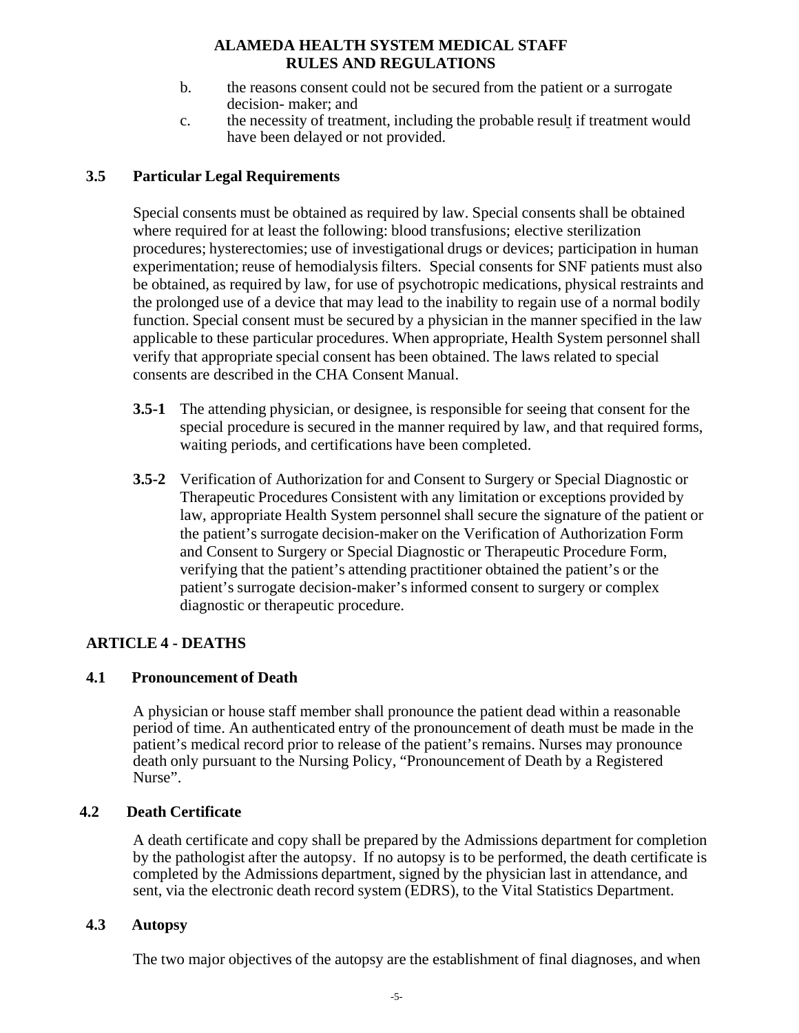b. the reasons consent could not be secured from the patient or a surrogate decision- maker; and

c. the necessity of treatment, including the probable result if treatment would have been delayed or not provided.

### 3.5 Particular Legal Requirements

Special consents must be obtained as required by law. Special consents shall be obtained where required for at least the following: blood transfusions; elective sterilization procedures; hysterectomies; use of investigational drugs or devices; participation in human experimentation; reuse of hemodialysis filters. Special consents for SNF patients must also be obtained, as required by law, for use of psychotropic medications, physical restraints and the prolonged use of a device that may lead to the inability to regain use of a normal bodily function. Special consent must be secured by a physician in the manner specified in the law applicable to these particular procedures. When appropriate, Health System personnel shall verify that appropriate special consent has been obtained. The laws related to special consents are described in the CHA Consent Manual.

**3.5-1** The attending physician, or designee, is responsible for seeing that consent for the special procedure is secured in the manner required by law, and that required forms, waiting periods, and certifications have been completed.

**3.5-2** Verification of Authorization for and Consent to Surgery or Special Diagnostic or Therapeutic Procedures Consistent with any limitation or exceptions provided by law, appropriate Health System personnel shall secure the signature of the patient or the patient's surrogate decision-maker on the Verification of Authorization Form and Consent to Surgery or Special Diagnostic or Therapeutic Procedure Form, verifying that the patient's attending practitioner obtained the patient's or the patient's surrogate decision-maker's informed consent to surgery or complex diagnostic or therapeutic procedure.

## ARTICLE 4 - DEATHS

### 4.1 Pronouncement of Death

A physician or house staff member shall pronounce the patient dead within a reasonable period of time. An authenticated entry of the pronouncement of death must be made in the patient's medical record prior to release of the patient's remains. Nurses may pronounce death only pursuant to the Nursing Policy, "Pronouncement of Death by a Registered Nurse".

### 4.2 Death Certificate

A death certificate and copy shall be prepared by the Admissions department for completion by the pathologist after the autopsy. If no autopsy is to be performed, the death certificate is completed by the Admissions department, signed by the physician last in attendance, and sent, via the electronic death record system (EDRS), to the Vital Statistics Department.

### 4.3 Autopsy

The two major objectives of the autopsy are the establishment of final diagnoses, and when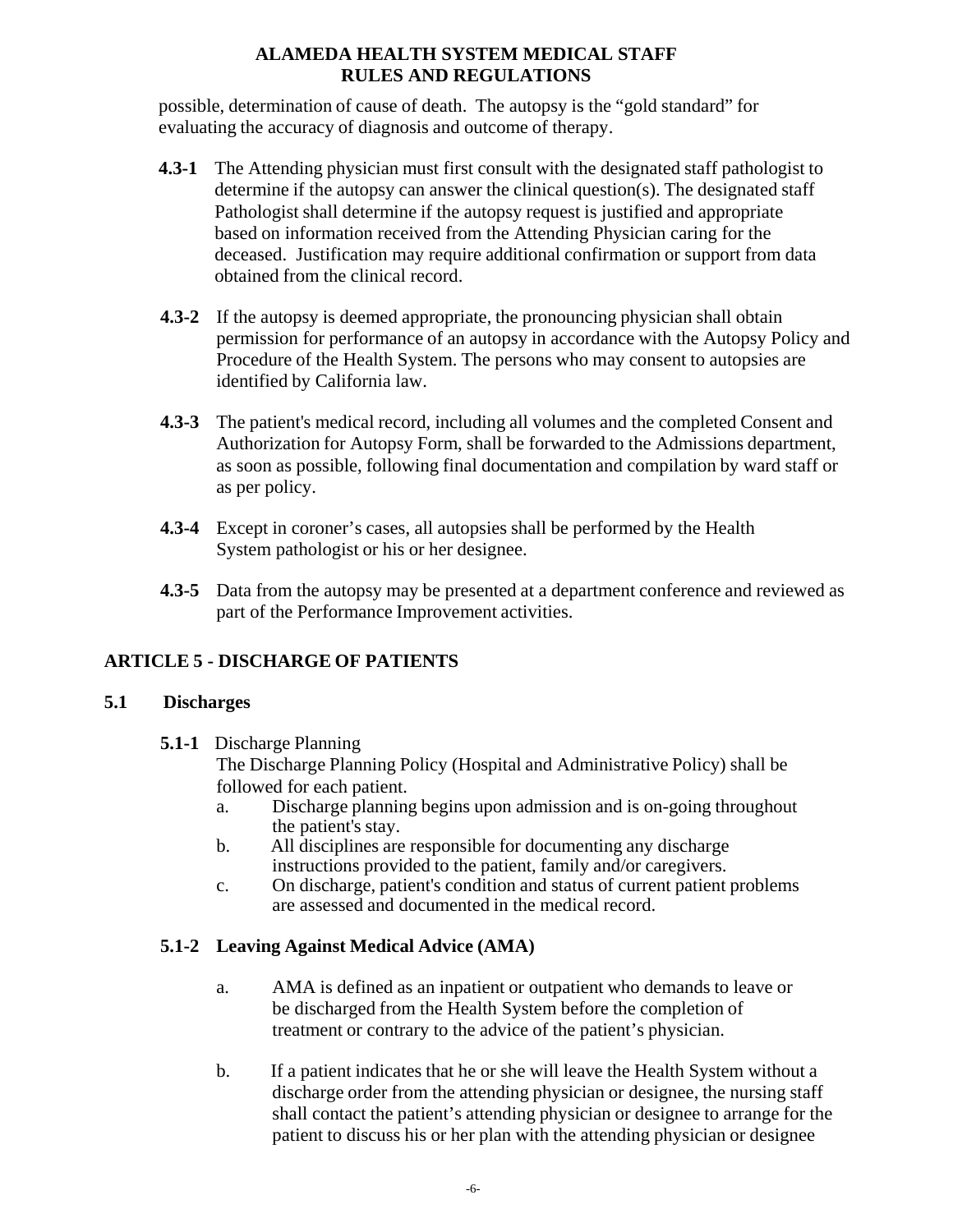possible, determination of cause of death. The autopsy is the "gold standard" for evaluating the accuracy of diagnosis and outcome of therapy.

**4.3-1** The Attending physician must first consult with the designated staff pathologist to determine if the autopsy can answer the clinical question(s). The designated staff Pathologist shall determine if the autopsy request is justified and appropriate based on information received from the Attending Physician caring for the deceased. Justification may require additional confirmation or support from data obtained from the clinical record.

**4.3-2** If the autopsy is deemed appropriate, the pronouncing physician shall obtain permission for performance of an autopsy in accordance with the Autopsy Policy and Procedure of the Health System. The persons who may consent to autopsies are identified by California law.

**4.3-3** The patient's medical record, including all volumes and the completed Consent and Authorization for Autopsy Form, shall be forwarded to the Admissions department, as soon as possible, following final documentation and compilation by ward staff or as per policy.

**4.3-4** Except in coroner's cases, all autopsies shall be performed by the Health System pathologist or his or her designee.

**4.3-5** Data from the autopsy may be presented at a department conference and reviewed as part of the Performance Improvement activities.

## ARTICLE 5 - DISCHARGE OF PATIENTS

### 5.1 Discharges

**5.1-1** Discharge Planning

The Discharge Planning Policy (Hospital and Administrative Policy) shall be followed for each patient.

a. Discharge planning begins upon admission and is on-going throughout the patient's stay.

b. All disciplines are responsible for documenting any discharge instructions provided to the patient, family and/or caregivers.

c. On discharge, patient's condition and status of current patient problems are assessed and documented in the medical record.

**5.1-2 Leaving Against Medical Advice (AMA)**

a. AMA is defined as an inpatient or outpatient who demands to leave or be discharged from the Health System before the completion of treatment or contrary to the advice of the patient's physician.

b. If a patient indicates that he or she will leave the Health System without a discharge order from the attending physician or designee, the nursing staff shall contact the patient's attending physician or designee to arrange for the patient to discuss his or her plan with the attending physician or designee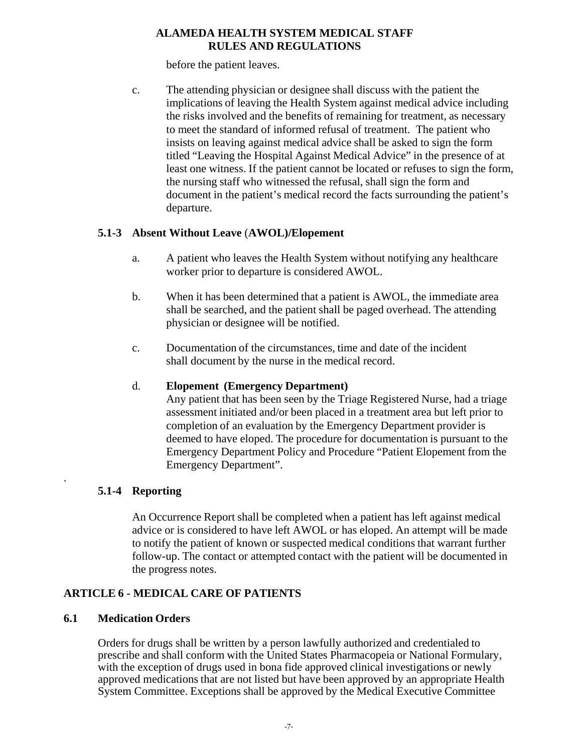before the patient leaves.

c. The attending physician or designee shall discuss with the patient the implications of leaving the Health System against medical advice including the risks involved and the benefits of remaining for treatment, as necessary to meet the standard of informed refusal of treatment. The patient who insists on leaving against medical advice shall be asked to sign the form titled "Leaving the Hospital Against Medical Advice" in the presence of at least one witness. If the patient cannot be located or refuses to sign the form, the nursing staff who witnessed the refusal, shall sign the form and document in the patient's medical record the facts surrounding the patient's departure.

### 5.1-3 Absent Without Leave (AWOL)/Elopement

a. A patient who leaves the Health System without notifying any healthcare worker prior to departure is considered AWOL.

b. When it has been determined that a patient is AWOL, the immediate area shall be searched, and the patient shall be paged overhead. The attending physician or designee will be notified.

c. Documentation of the circumstances, time and date of the incident shall document by the nurse in the medical record.

d. **Elopement (Emergency Department)**
Any patient that has been seen by the Triage Registered Nurse, had a triage assessment initiated and/or been placed in a treatment area but left prior to completion of an evaluation by the Emergency Department provider is deemed to have eloped. The procedure for documentation is pursuant to the Emergency Department Policy and Procedure "Patient Elopement from the Emergency Department".

### 5.1-4 Reporting

An Occurrence Report shall be completed when a patient has left against medical advice or is considered to have left AWOL or has eloped. An attempt will be made to notify the patient of known or suspected medical conditions that warrant further follow-up. The contact or attempted contact with the patient will be documented in the progress notes.

## ARTICLE 6 - MEDICAL CARE OF PATIENTS

### 6.1 Medication Orders

Orders for drugs shall be written by a person lawfully authorized and credentialed to prescribe and shall conform with the United States Pharmacopeia or National Formulary, with the exception of drugs used in bona fide approved clinical investigations or newly approved medications that are not listed but have been approved by an appropriate Health System Committee. Exceptions shall be approved by the Medical Executive Committee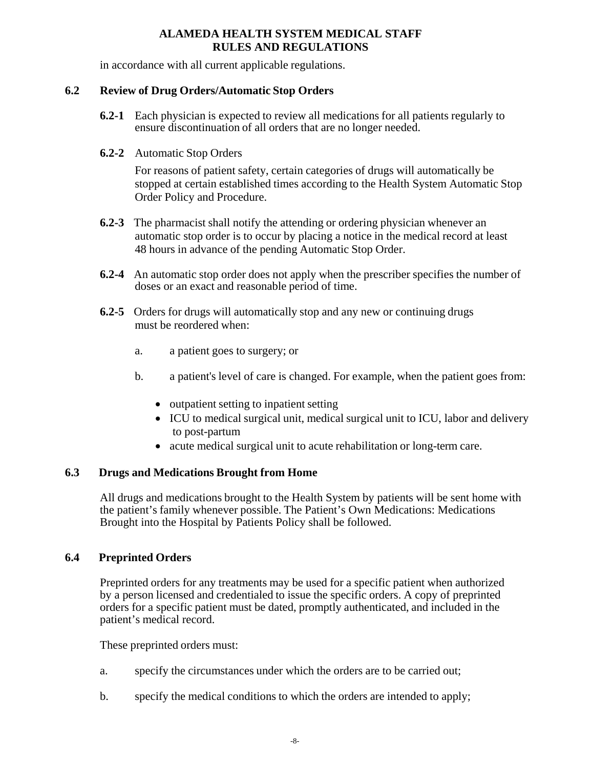in accordance with all current applicable regulations.

## 6.2 Review of Drug Orders/Automatic Stop Orders

**6.2-1** Each physician is expected to review all medications for all patients regularly to ensure discontinuation of all orders that are no longer needed.

**6.2-2** Automatic Stop Orders

For reasons of patient safety, certain categories of drugs will automatically be stopped at certain established times according to the Health System Automatic Stop Order Policy and Procedure.

**6.2-3** The pharmacist shall notify the attending or ordering physician whenever an automatic stop order is to occur by placing a notice in the medical record at least 48 hours in advance of the pending Automatic Stop Order.

**6.2-4** An automatic stop order does not apply when the prescriber specifies the number of doses or an exact and reasonable period of time.

**6.2-5** Orders for drugs will automatically stop and any new or continuing drugs must be reordered when:

a. a patient goes to surgery; or

b. a patient's level of care is changed. For example, when the patient goes from:

- outpatient setting to inpatient setting
- ICU to medical surgical unit, medical surgical unit to ICU, labor and delivery to post-partum
- acute medical surgical unit to acute rehabilitation or long-term care.

## 6.3 Drugs and Medications Brought from Home

All drugs and medications brought to the Health System by patients will be sent home with the patient's family whenever possible. The Patient's Own Medications: Medications Brought into the Hospital by Patients Policy shall be followed.

## 6.4 Preprinted Orders

Preprinted orders for any treatments may be used for a specific patient when authorized by a person licensed and credentialed to issue the specific orders. A copy of preprinted orders for a specific patient must be dated, promptly authenticated, and included in the patient's medical record.

These preprinted orders must:

a. specify the circumstances under which the orders are to be carried out;

b. specify the medical conditions to which the orders are intended to apply;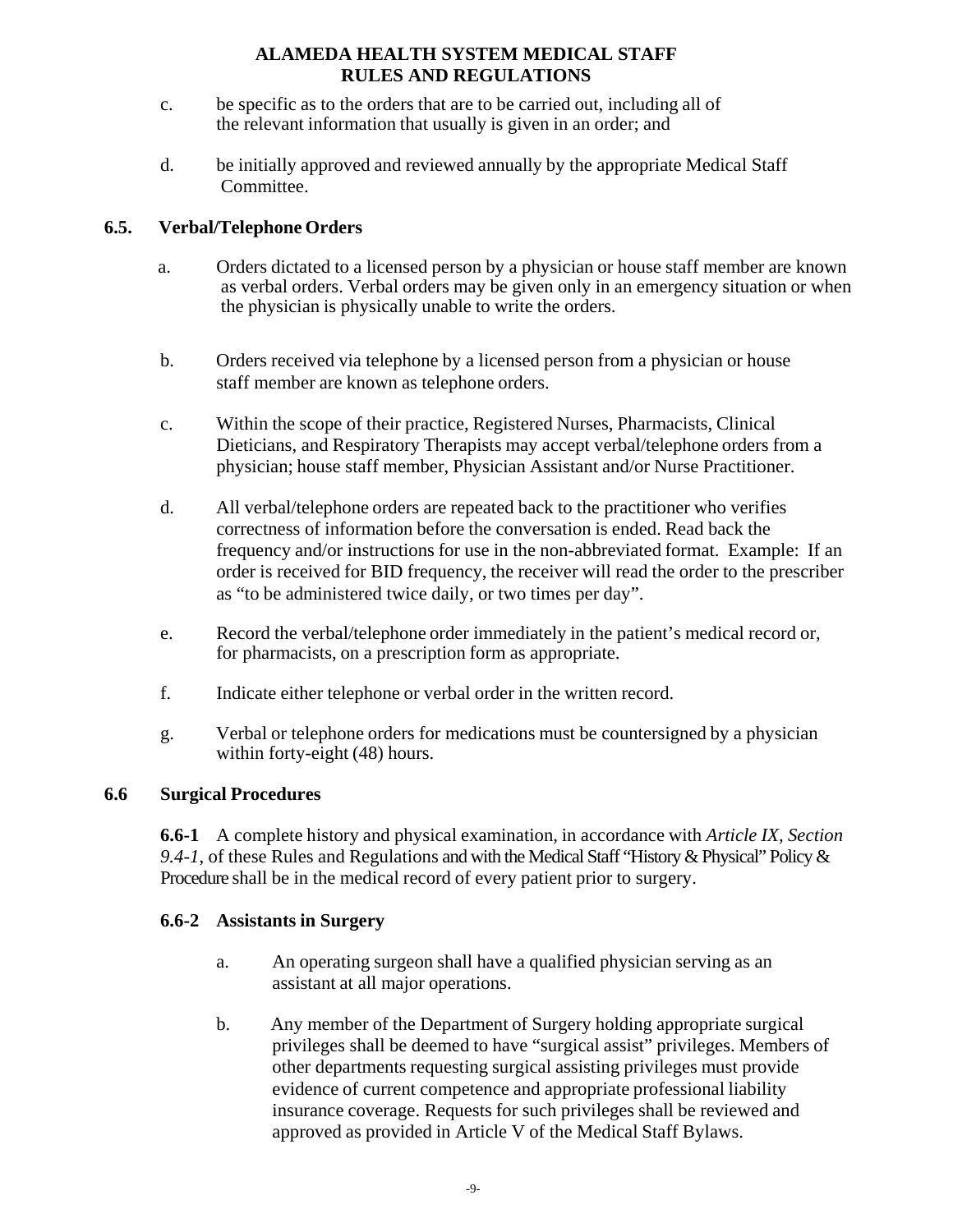c. be specific as to the orders that are to be carried out, including all of the relevant information that usually is given in an order; and

d. be initially approved and reviewed annually by the appropriate Medical Staff Committee.

## 6.5. Verbal/Telephone Orders

a. Orders dictated to a licensed person by a physician or house staff member are known as verbal orders. Verbal orders may be given only in an emergency situation or when the physician is physically unable to write the orders.

b. Orders received via telephone by a licensed person from a physician or house staff member are known as telephone orders.

c. Within the scope of their practice, Registered Nurses, Pharmacists, Clinical Dieticians, and Respiratory Therapists may accept verbal/telephone orders from a physician; house staff member, Physician Assistant and/or Nurse Practitioner.

d. All verbal/telephone orders are repeated back to the practitioner who verifies correctness of information before the conversation is ended. Read back the frequency and/or instructions for use in the non-abbreviated format. Example: If an order is received for BID frequency, the receiver will read the order to the prescriber as "to be administered twice daily, or two times per day".

e. Record the verbal/telephone order immediately in the patient's medical record or, for pharmacists, on a prescription form as appropriate.

f. Indicate either telephone or verbal order in the written record.

g. Verbal or telephone orders for medications must be countersigned by a physician within forty-eight (48) hours.

## 6.6 Surgical Procedures

**6.6-1** A complete history and physical examination, in accordance with *Article IX, Section 9.4-1,* of these Rules and Regulations and with the Medical Staff "History & Physical" Policy & Procedure shall be in the medical record of every patient prior to surgery.

### 6.6-2 Assistants in Surgery

a. An operating surgeon shall have a qualified physician serving as an assistant at all major operations.

b. Any member of the Department of Surgery holding appropriate surgical privileges shall be deemed to have "surgical assist" privileges. Members of other departments requesting surgical assisting privileges must provide evidence of current competence and appropriate professional liability insurance coverage. Requests for such privileges shall be reviewed and approved as provided in Article V of the Medical Staff Bylaws.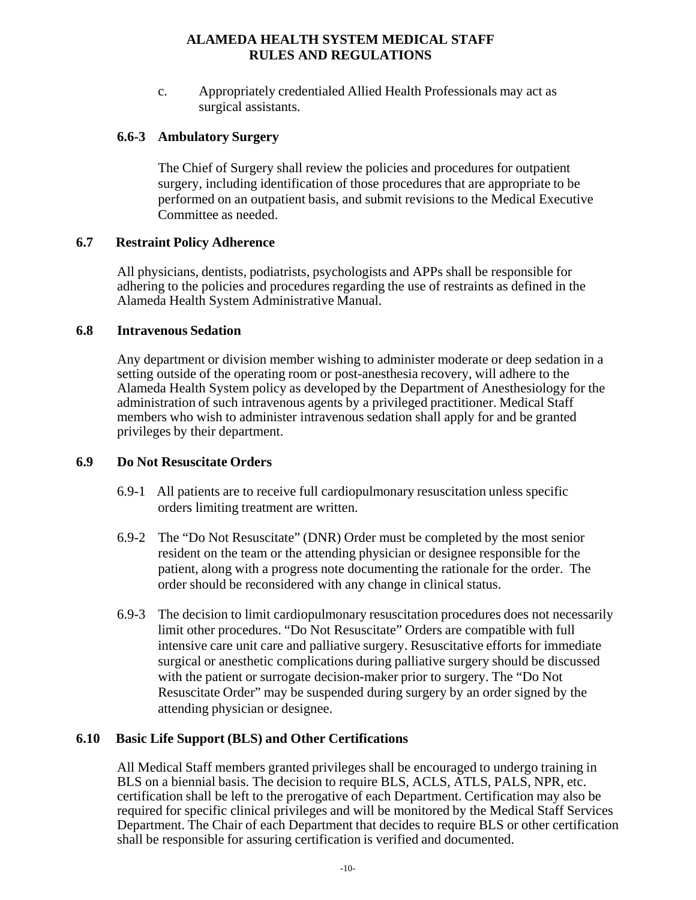c. Appropriately credentialed Allied Health Professionals may act as surgical assistants.

### 6.6-3 Ambulatory Surgery

The Chief of Surgery shall review the policies and procedures for outpatient surgery, including identification of those procedures that are appropriate to be performed on an outpatient basis, and submit revisions to the Medical Executive Committee as needed.

## 6.7 Restraint Policy Adherence

All physicians, dentists, podiatrists, psychologists and APPs shall be responsible for adhering to the policies and procedures regarding the use of restraints as defined in the Alameda Health System Administrative Manual.

## 6.8 Intravenous Sedation

Any department or division member wishing to administer moderate or deep sedation in a setting outside of the operating room or post-anesthesia recovery, will adhere to the Alameda Health System policy as developed by the Department of Anesthesiology for the administration of such intravenous agents by a privileged practitioner. Medical Staff members who wish to administer intravenous sedation shall apply for and be granted privileges by their department.

## 6.9 Do Not Resuscitate Orders

6.9-1 All patients are to receive full cardiopulmonary resuscitation unless specific orders limiting treatment are written.

6.9-2 The "Do Not Resuscitate" (DNR) Order must be completed by the most senior resident on the team or the attending physician or designee responsible for the patient, along with a progress note documenting the rationale for the order. The order should be reconsidered with any change in clinical status.

6.9-3 The decision to limit cardiopulmonary resuscitation procedures does not necessarily limit other procedures. "Do Not Resuscitate" Orders are compatible with full intensive care unit care and palliative surgery. Resuscitative efforts for immediate surgical or anesthetic complications during palliative surgery should be discussed with the patient or surrogate decision-maker prior to surgery. The "Do Not Resuscitate Order" may be suspended during surgery by an order signed by the attending physician or designee.

## 6.10 Basic Life Support (BLS) and Other Certifications

All Medical Staff members granted privileges shall be encouraged to undergo training in BLS on a biennial basis. The decision to require BLS, ACLS, ATLS, PALS, NPR, etc. certification shall be left to the prerogative of each Department. Certification may also be required for specific clinical privileges and will be monitored by the Medical Staff Services Department. The Chair of each Department that decides to require BLS or other certification shall be responsible for assuring certification is verified and documented.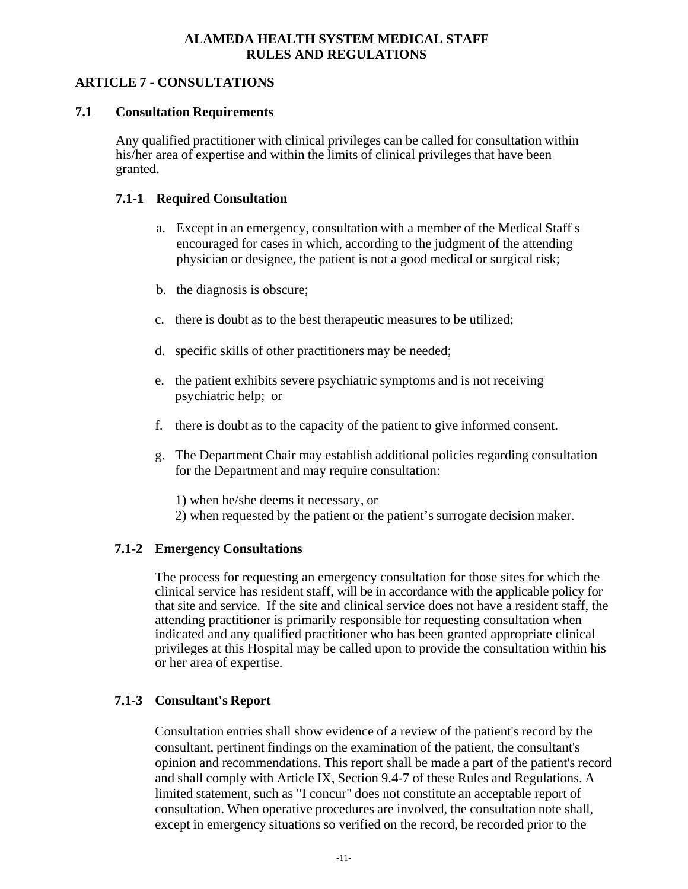# ALAMEDA HEALTH SYSTEM MEDICAL STAFF RULES AND REGULATIONS

## ARTICLE 7 - CONSULTATIONS

### 7.1 Consultation Requirements

Any qualified practitioner with clinical privileges can be called for consultation within his/her area of expertise and within the limits of clinical privileges that have been granted.

#### 7.1-1 Required Consultation

a. Except in an emergency, consultation with a member of the Medical Staff s encouraged for cases in which, according to the judgment of the attending physician or designee, the patient is not a good medical or surgical risk;

b. the diagnosis is obscure;

c. there is doubt as to the best therapeutic measures to be utilized;

d. specific skills of other practitioners may be needed;

e. the patient exhibits severe psychiatric symptoms and is not receiving psychiatric help; or

f. there is doubt as to the capacity of the patient to give informed consent.

g. The Department Chair may establish additional policies regarding consultation for the Department and may require consultation:

   1) when he/she deems it necessary, or
   2) when requested by the patient or the patient's surrogate decision maker.

#### 7.1-2 Emergency Consultations

The process for requesting an emergency consultation for those sites for which the clinical service has resident staff, will be in accordance with the applicable policy for that site and service. If the site and clinical service does not have a resident staff, the attending practitioner is primarily responsible for requesting consultation when indicated and any qualified practitioner who has been granted appropriate clinical privileges at this Hospital may be called upon to provide the consultation within his or her area of expertise.

#### 7.1-3 Consultant's Report

Consultation entries shall show evidence of a review of the patient's record by the consultant, pertinent findings on the examination of the patient, the consultant's opinion and recommendations. This report shall be made a part of the patient's record and shall comply with Article IX, Section 9.4-7 of these Rules and Regulations. A limited statement, such as "I concur" does not constitute an acceptable report of consultation. When operative procedures are involved, the consultation note shall, except in emergency situations so verified on the record, be recorded prior to the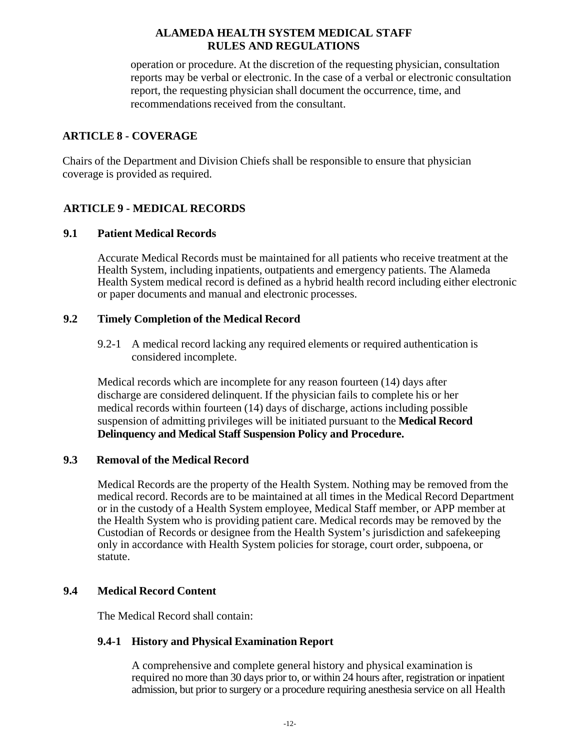operation or procedure. At the discretion of the requesting physician, consultation reports may be verbal or electronic. In the case of a verbal or electronic consultation report, the requesting physician shall document the occurrence, time, and recommendations received from the consultant.

## ARTICLE 8 - COVERAGE

Chairs of the Department and Division Chiefs shall be responsible to ensure that physician coverage is provided as required.

## ARTICLE 9 - MEDICAL RECORDS

### 9.1 Patient Medical Records

Accurate Medical Records must be maintained for all patients who receive treatment at the Health System, including inpatients, outpatients and emergency patients. The Alameda Health System medical record is defined as a hybrid health record including either electronic or paper documents and manual and electronic processes.

### 9.2 Timely Completion of the Medical Record

9.2-1 A medical record lacking any required elements or required authentication is considered incomplete.

Medical records which are incomplete for any reason fourteen (14) days after discharge are considered delinquent. If the physician fails to complete his or her medical records within fourteen (14) days of discharge, actions including possible suspension of admitting privileges will be initiated pursuant to the **Medical Record Delinquency and Medical Staff Suspension Policy and Procedure.**

### 9.3 Removal of the Medical Record

Medical Records are the property of the Health System. Nothing may be removed from the medical record. Records are to be maintained at all times in the Medical Record Department or in the custody of a Health System employee, Medical Staff member, or APP member at the Health System who is providing patient care. Medical records may be removed by the Custodian of Records or designee from the Health System's jurisdiction and safekeeping only in accordance with Health System policies for storage, court order, subpoena, or statute.

### 9.4 Medical Record Content

The Medical Record shall contain:

#### 9.4-1 History and Physical Examination Report

A comprehensive and complete general history and physical examination is required no more than 30 days prior to, or within 24 hours after, registration or inpatient admission, but prior to surgery or a procedure requiring anesthesia service on all Health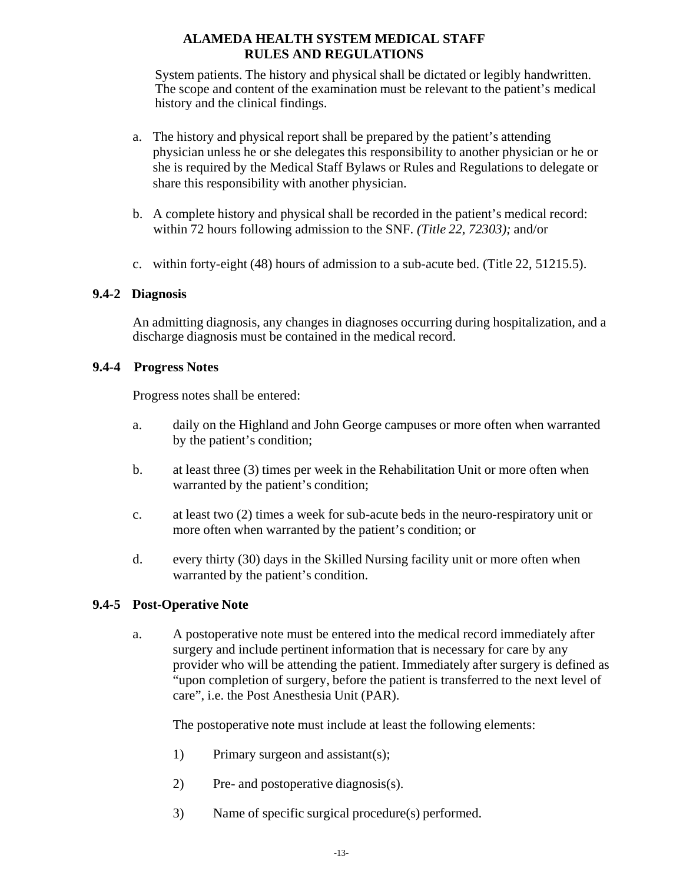System patients. The history and physical shall be dictated or legibly handwritten. The scope and content of the examination must be relevant to the patient's medical history and the clinical findings.

a. The history and physical report shall be prepared by the patient's attending physician unless he or she delegates this responsibility to another physician or he or she is required by the Medical Staff Bylaws or Rules and Regulations to delegate or share this responsibility with another physician.

b. A complete history and physical shall be recorded in the patient's medical record: within 72 hours following admission to the SNF. *(Title 22, 72303);* and/or

c. within forty-eight (48) hours of admission to a sub-acute bed. (Title 22, 51215.5).

### 9.4-2 Diagnosis

An admitting diagnosis, any changes in diagnoses occurring during hospitalization, and a discharge diagnosis must be contained in the medical record.

### 9.4-4 Progress Notes

Progress notes shall be entered:

a. daily on the Highland and John George campuses or more often when warranted by the patient's condition;

b. at least three (3) times per week in the Rehabilitation Unit or more often when warranted by the patient's condition;

c. at least two (2) times a week for sub-acute beds in the neuro-respiratory unit or more often when warranted by the patient's condition; or

d. every thirty (30) days in the Skilled Nursing facility unit or more often when warranted by the patient's condition.

### 9.4-5 Post-Operative Note

a. A postoperative note must be entered into the medical record immediately after surgery and include pertinent information that is necessary for care by any provider who will be attending the patient. Immediately after surgery is defined as "upon completion of surgery, before the patient is transferred to the next level of care", i.e. the Post Anesthesia Unit (PAR).

The postoperative note must include at least the following elements:

1) Primary surgeon and assistant(s);

2) Pre- and postoperative diagnosis(s).

3) Name of specific surgical procedure(s) performed.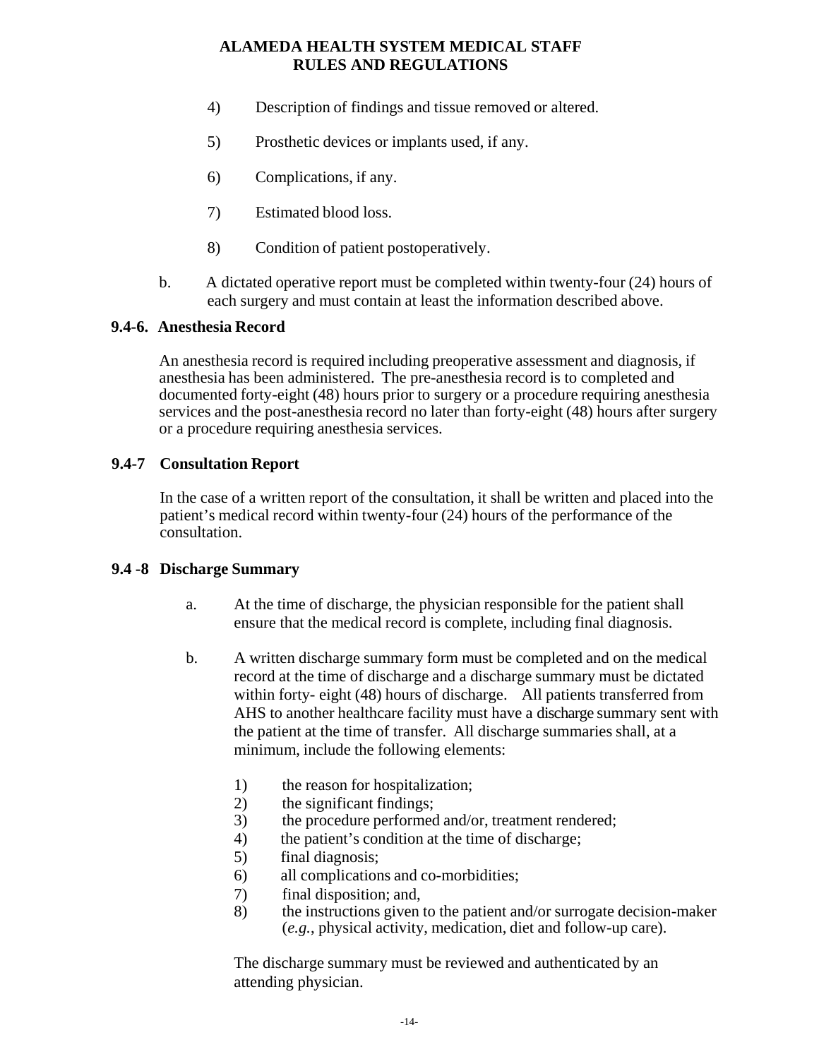4) Description of findings and tissue removed or altered.

5) Prosthetic devices or implants used, if any.

6) Complications, if any.

7) Estimated blood loss.

8) Condition of patient postoperatively.

b. A dictated operative report must be completed within twenty-four (24) hours of each surgery and must contain at least the information described above.

**9.4-6. Anesthesia Record**

An anesthesia record is required including preoperative assessment and diagnosis, if anesthesia has been administered. The pre-anesthesia record is to completed and documented forty-eight (48) hours prior to surgery or a procedure requiring anesthesia services and the post-anesthesia record no later than forty-eight (48) hours after surgery or a procedure requiring anesthesia services.

**9.4-7 Consultation Report**

In the case of a written report of the consultation, it shall be written and placed into the patient's medical record within twenty-four (24) hours of the performance of the consultation.

**9.4 -8 Discharge Summary**

a. At the time of discharge, the physician responsible for the patient shall ensure that the medical record is complete, including final diagnosis.

b. A written discharge summary form must be completed and on the medical record at the time of discharge and a discharge summary must be dictated within forty- eight (48) hours of discharge. All patients transferred from AHS to another healthcare facility must have a discharge summary sent with the patient at the time of transfer. All discharge summaries shall, at a minimum, include the following elements:

1) the reason for hospitalization;
2) the significant findings;
3) the procedure performed and/or, treatment rendered;
4) the patient's condition at the time of discharge;
5) final diagnosis;
6) all complications and co-morbidities;
7) final disposition; and,
8) the instructions given to the patient and/or surrogate decision-maker (*e.g.*, physical activity, medication, diet and follow-up care).

The discharge summary must be reviewed and authenticated by an attending physician.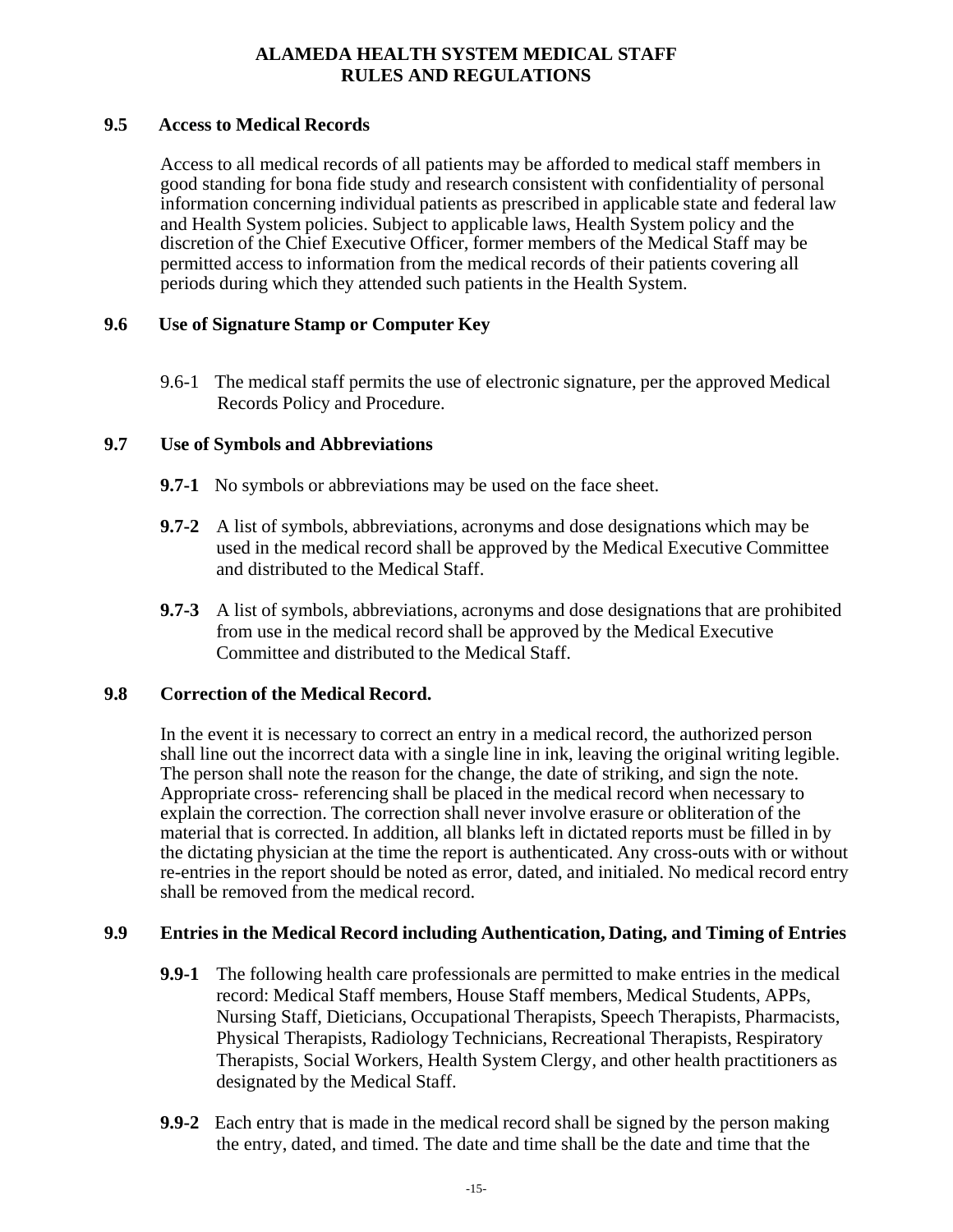### 9.5 Access to Medical Records

Access to all medical records of all patients may be afforded to medical staff members in good standing for bona fide study and research consistent with confidentiality of personal information concerning individual patients as prescribed in applicable state and federal law and Health System policies. Subject to applicable laws, Health System policy and the discretion of the Chief Executive Officer, former members of the Medical Staff may be permitted access to information from the medical records of their patients covering all periods during which they attended such patients in the Health System.

### 9.6 Use of Signature Stamp or Computer Key

9.6-1 The medical staff permits the use of electronic signature, per the approved Medical Records Policy and Procedure.

### 9.7 Use of Symbols and Abbreviations

**9.7-1** No symbols or abbreviations may be used on the face sheet.

**9.7-2** A list of symbols, abbreviations, acronyms and dose designations which may be used in the medical record shall be approved by the Medical Executive Committee and distributed to the Medical Staff.

**9.7-3** A list of symbols, abbreviations, acronyms and dose designations that are prohibited from use in the medical record shall be approved by the Medical Executive Committee and distributed to the Medical Staff.

### 9.8 Correction of the Medical Record.

In the event it is necessary to correct an entry in a medical record, the authorized person shall line out the incorrect data with a single line in ink, leaving the original writing legible. The person shall note the reason for the change, the date of striking, and sign the note. Appropriate cross- referencing shall be placed in the medical record when necessary to explain the correction. The correction shall never involve erasure or obliteration of the material that is corrected. In addition, all blanks left in dictated reports must be filled in by the dictating physician at the time the report is authenticated. Any cross-outs with or without re-entries in the report should be noted as error, dated, and initialed. No medical record entry shall be removed from the medical record.

### 9.9 Entries in the Medical Record including Authentication, Dating, and Timing of Entries

**9.9-1** The following health care professionals are permitted to make entries in the medical record: Medical Staff members, House Staff members, Medical Students, APPs, Nursing Staff, Dieticians, Occupational Therapists, Speech Therapists, Pharmacists, Physical Therapists, Radiology Technicians, Recreational Therapists, Respiratory Therapists, Social Workers, Health System Clergy, and other health practitioners as designated by the Medical Staff.

**9.9-2** Each entry that is made in the medical record shall be signed by the person making the entry, dated, and timed. The date and time shall be the date and time that the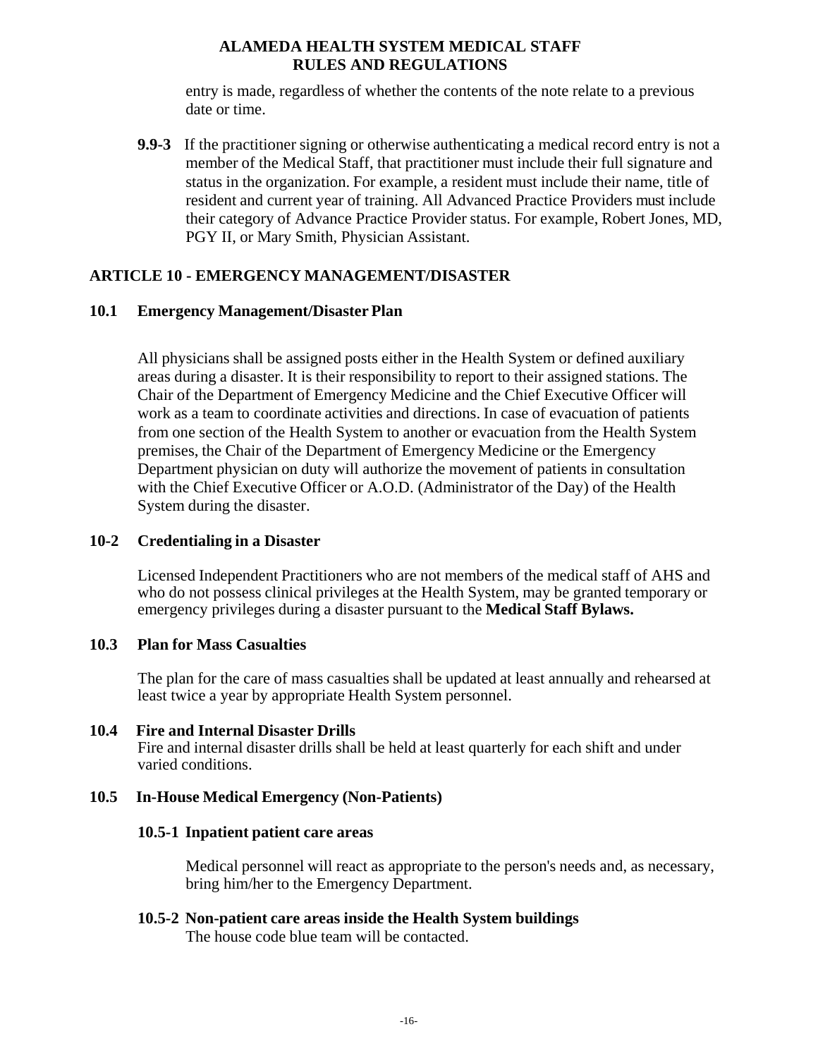entry is made, regardless of whether the contents of the note relate to a previous date or time.

**9.9-3** If the practitioner signing or otherwise authenticating a medical record entry is not a member of the Medical Staff, that practitioner must include their full signature and status in the organization. For example, a resident must include their name, title of resident and current year of training. All Advanced Practice Providers must include their category of Advance Practice Provider status. For example, Robert Jones, MD, PGY II, or Mary Smith, Physician Assistant.

## ARTICLE 10 - EMERGENCY MANAGEMENT/DISASTER

### 10.1 Emergency Management/Disaster Plan

All physicians shall be assigned posts either in the Health System or defined auxiliary areas during a disaster. It is their responsibility to report to their assigned stations. The Chair of the Department of Emergency Medicine and the Chief Executive Officer will work as a team to coordinate activities and directions. In case of evacuation of patients from one section of the Health System to another or evacuation from the Health System premises, the Chair of the Department of Emergency Medicine or the Emergency Department physician on duty will authorize the movement of patients in consultation with the Chief Executive Officer or A.O.D. (Administrator of the Day) of the Health System during the disaster.

### 10-2 Credentialing in a Disaster

Licensed Independent Practitioners who are not members of the medical staff of AHS and who do not possess clinical privileges at the Health System, may be granted temporary or emergency privileges during a disaster pursuant to the **Medical Staff Bylaws.**

### 10.3 Plan for Mass Casualties

The plan for the care of mass casualties shall be updated at least annually and rehearsed at least twice a year by appropriate Health System personnel.

### 10.4 Fire and Internal Disaster Drills

Fire and internal disaster drills shall be held at least quarterly for each shift and under varied conditions.

### 10.5 In-House Medical Emergency (Non-Patients)

#### 10.5-1 Inpatient patient care areas

Medical personnel will react as appropriate to the person's needs and, as necessary, bring him/her to the Emergency Department.

#### 10.5-2 Non-patient care areas inside the Health System buildings

The house code blue team will be contacted.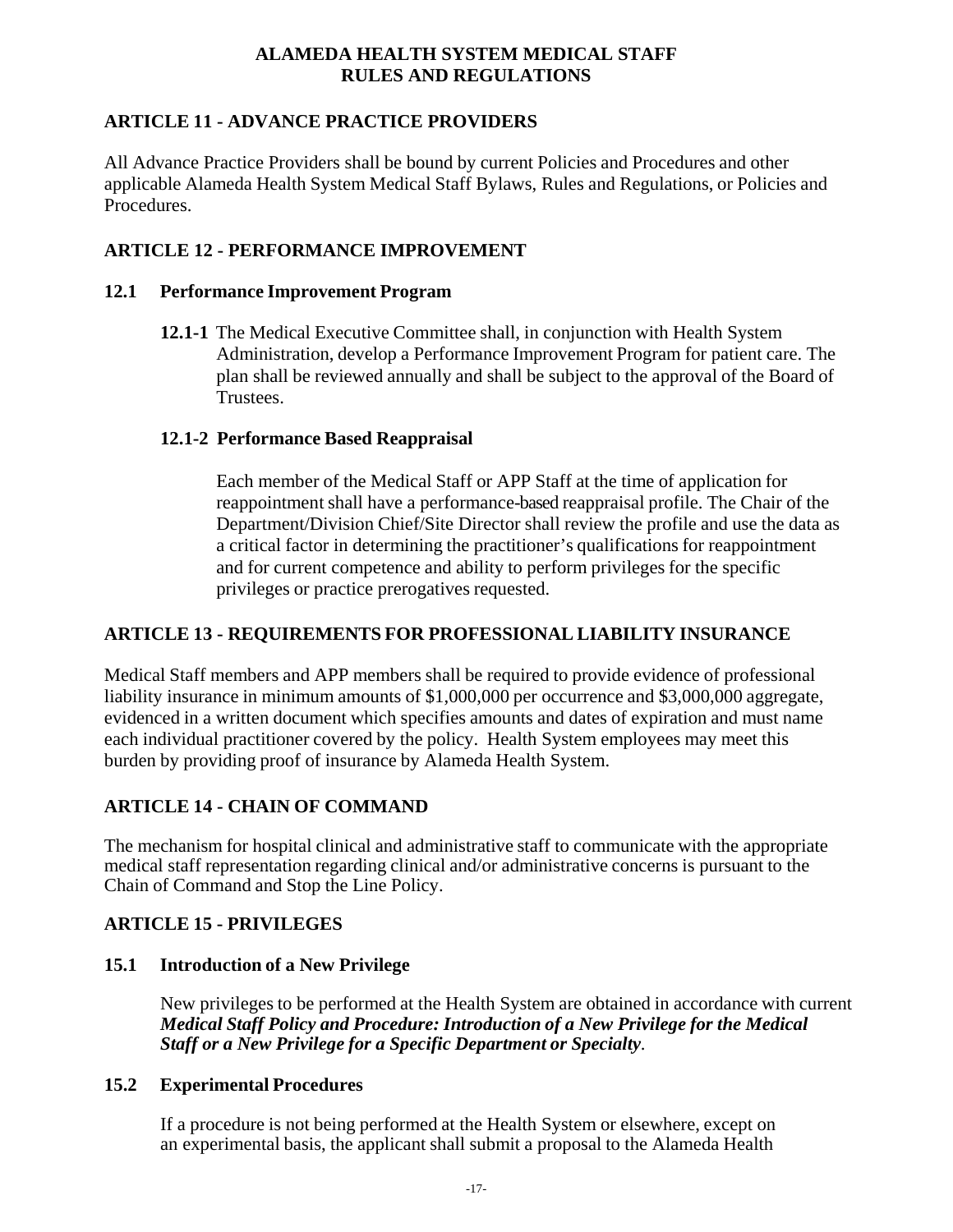## ARTICLE 11 - ADVANCE PRACTICE PROVIDERS

All Advance Practice Providers shall be bound by current Policies and Procedures and other applicable Alameda Health System Medical Staff Bylaws, Rules and Regulations, or Policies and Procedures.

## ARTICLE 12 - PERFORMANCE IMPROVEMENT

### 12.1 Performance Improvement Program

**12.1-1** The Medical Executive Committee shall, in conjunction with Health System Administration, develop a Performance Improvement Program for patient care. The plan shall be reviewed annually and shall be subject to the approval of the Board of Trustees.

#### 12.1-2 Performance Based Reappraisal

Each member of the Medical Staff or APP Staff at the time of application for reappointment shall have a performance-based reappraisal profile. The Chair of the Department/Division Chief/Site Director shall review the profile and use the data as a critical factor in determining the practitioner's qualifications for reappointment and for current competence and ability to perform privileges for the specific privileges or practice prerogatives requested.

## ARTICLE 13 - REQUIREMENTS FOR PROFESSIONAL LIABILITY INSURANCE

Medical Staff members and APP members shall be required to provide evidence of professional liability insurance in minimum amounts of $1,000,000 per occurrence and $3,000,000 aggregate, evidenced in a written document which specifies amounts and dates of expiration and must name each individual practitioner covered by the policy. Health System employees may meet this burden by providing proof of insurance by Alameda Health System.

## ARTICLE 14 - CHAIN OF COMMAND

The mechanism for hospital clinical and administrative staff to communicate with the appropriate medical staff representation regarding clinical and/or administrative concerns is pursuant to the Chain of Command and Stop the Line Policy.

## ARTICLE 15 - PRIVILEGES

### 15.1 Introduction of a New Privilege

New privileges to be performed at the Health System are obtained in accordance with current ***Medical Staff Policy and Procedure: Introduction of a New Privilege for the Medical Staff or a New Privilege for a Specific Department or Specialty***.

### 15.2 Experimental Procedures

If a procedure is not being performed at the Health System or elsewhere, except on an experimental basis, the applicant shall submit a proposal to the Alameda Health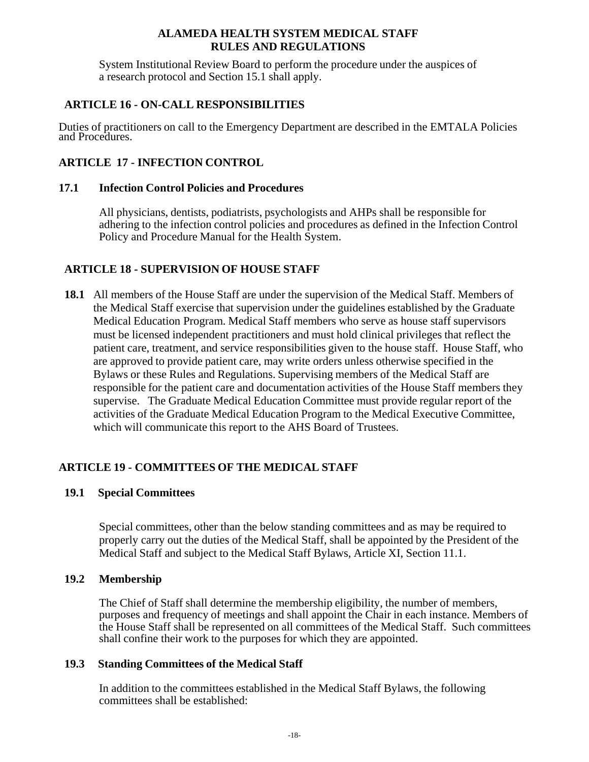System Institutional Review Board to perform the procedure under the auspices of a research protocol and Section 15.1 shall apply.

## ARTICLE 16 - ON-CALL RESPONSIBILITIES

Duties of practitioners on call to the Emergency Department are described in the EMTALA Policies and Procedures.

## ARTICLE 17 - INFECTION CONTROL

### 17.1 Infection Control Policies and Procedures

All physicians, dentists, podiatrists, psychologists and AHPs shall be responsible for adhering to the infection control policies and procedures as defined in the Infection Control Policy and Procedure Manual for the Health System.

## ARTICLE 18 - SUPERVISION OF HOUSE STAFF

**18.1** All members of the House Staff are under the supervision of the Medical Staff. Members of the Medical Staff exercise that supervision under the guidelines established by the Graduate Medical Education Program. Medical Staff members who serve as house staff supervisors must be licensed independent practitioners and must hold clinical privileges that reflect the patient care, treatment, and service responsibilities given to the house staff. House Staff, who are approved to provide patient care, may write orders unless otherwise specified in the Bylaws or these Rules and Regulations. Supervising members of the Medical Staff are responsible for the patient care and documentation activities of the House Staff members they supervise. The Graduate Medical Education Committee must provide regular report of the activities of the Graduate Medical Education Program to the Medical Executive Committee, which will communicate this report to the AHS Board of Trustees.

## ARTICLE 19 - COMMITTEES OF THE MEDICAL STAFF

### 19.1 Special Committees

Special committees, other than the below standing committees and as may be required to properly carry out the duties of the Medical Staff, shall be appointed by the President of the Medical Staff and subject to the Medical Staff Bylaws, Article XI, Section 11.1.

### 19.2 Membership

The Chief of Staff shall determine the membership eligibility, the number of members, purposes and frequency of meetings and shall appoint the Chair in each instance. Members of the House Staff shall be represented on all committees of the Medical Staff. Such committees shall confine their work to the purposes for which they are appointed.

### 19.3 Standing Committees of the Medical Staff

In addition to the committees established in the Medical Staff Bylaws, the following committees shall be established: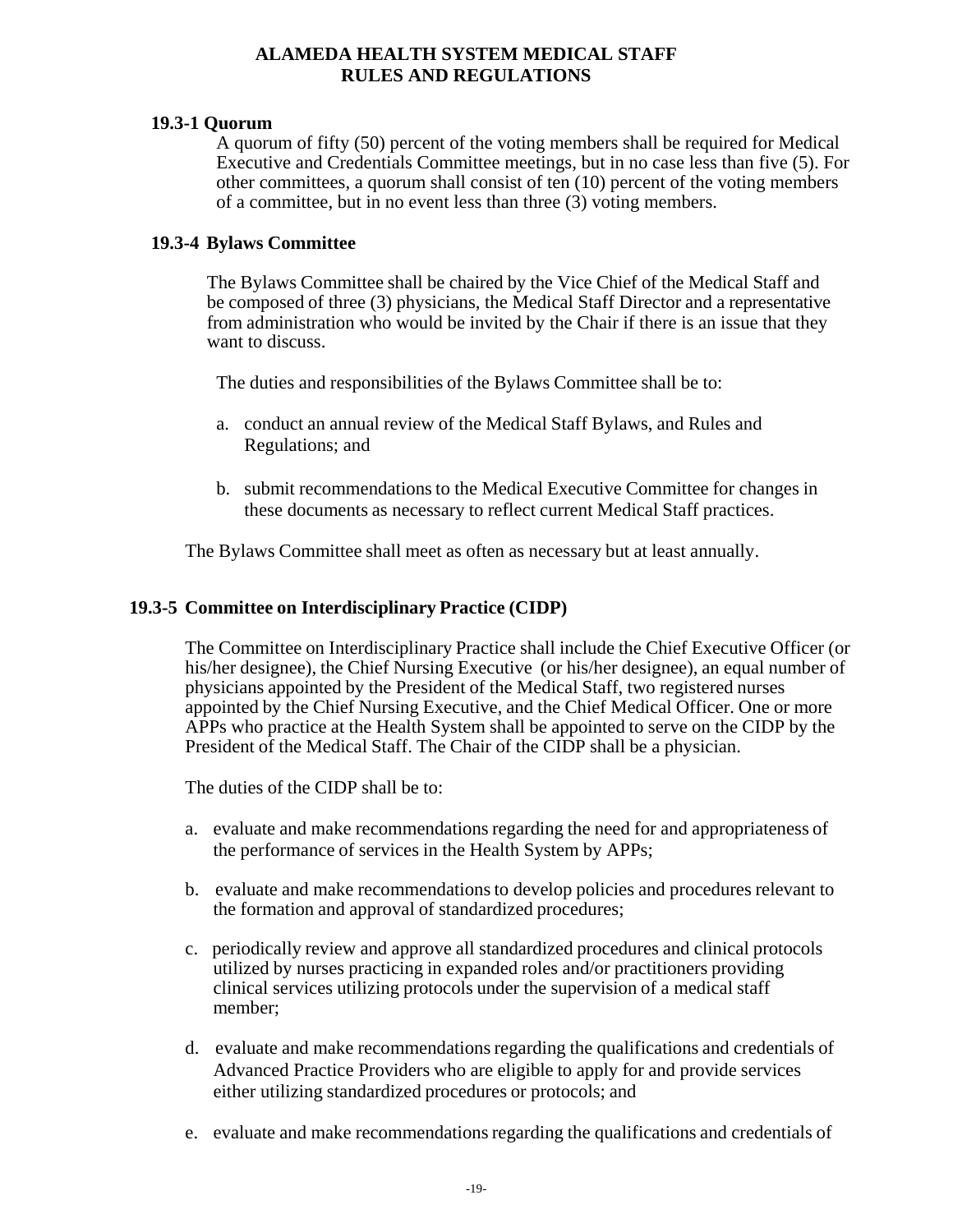#### 19.3-1 Quorum

A quorum of fifty (50) percent of the voting members shall be required for Medical Executive and Credentials Committee meetings, but in no case less than five (5). For other committees, a quorum shall consist of ten (10) percent of the voting members of a committee, but in no event less than three (3) voting members.

#### 19.3-4 Bylaws Committee

The Bylaws Committee shall be chaired by the Vice Chief of the Medical Staff and be composed of three (3) physicians, the Medical Staff Director and a representative from administration who would be invited by the Chair if there is an issue that they want to discuss.

The duties and responsibilities of the Bylaws Committee shall be to:

a. conduct an annual review of the Medical Staff Bylaws, and Rules and Regulations; and

b. submit recommendations to the Medical Executive Committee for changes in these documents as necessary to reflect current Medical Staff practices.

The Bylaws Committee shall meet as often as necessary but at least annually.

#### 19.3-5 Committee on Interdisciplinary Practice (CIDP)

The Committee on Interdisciplinary Practice shall include the Chief Executive Officer (or his/her designee), the Chief Nursing Executive (or his/her designee), an equal number of physicians appointed by the President of the Medical Staff, two registered nurses appointed by the Chief Nursing Executive, and the Chief Medical Officer. One or more APPs who practice at the Health System shall be appointed to serve on the CIDP by the President of the Medical Staff. The Chair of the CIDP shall be a physician.

The duties of the CIDP shall be to:

a. evaluate and make recommendations regarding the need for and appropriateness of the performance of services in the Health System by APPs;

b. evaluate and make recommendations to develop policies and procedures relevant to the formation and approval of standardized procedures;

c. periodically review and approve all standardized procedures and clinical protocols utilized by nurses practicing in expanded roles and/or practitioners providing clinical services utilizing protocols under the supervision of a medical staff member;

d. evaluate and make recommendations regarding the qualifications and credentials of Advanced Practice Providers who are eligible to apply for and provide services either utilizing standardized procedures or protocols; and

e. evaluate and make recommendations regarding the qualifications and credentials of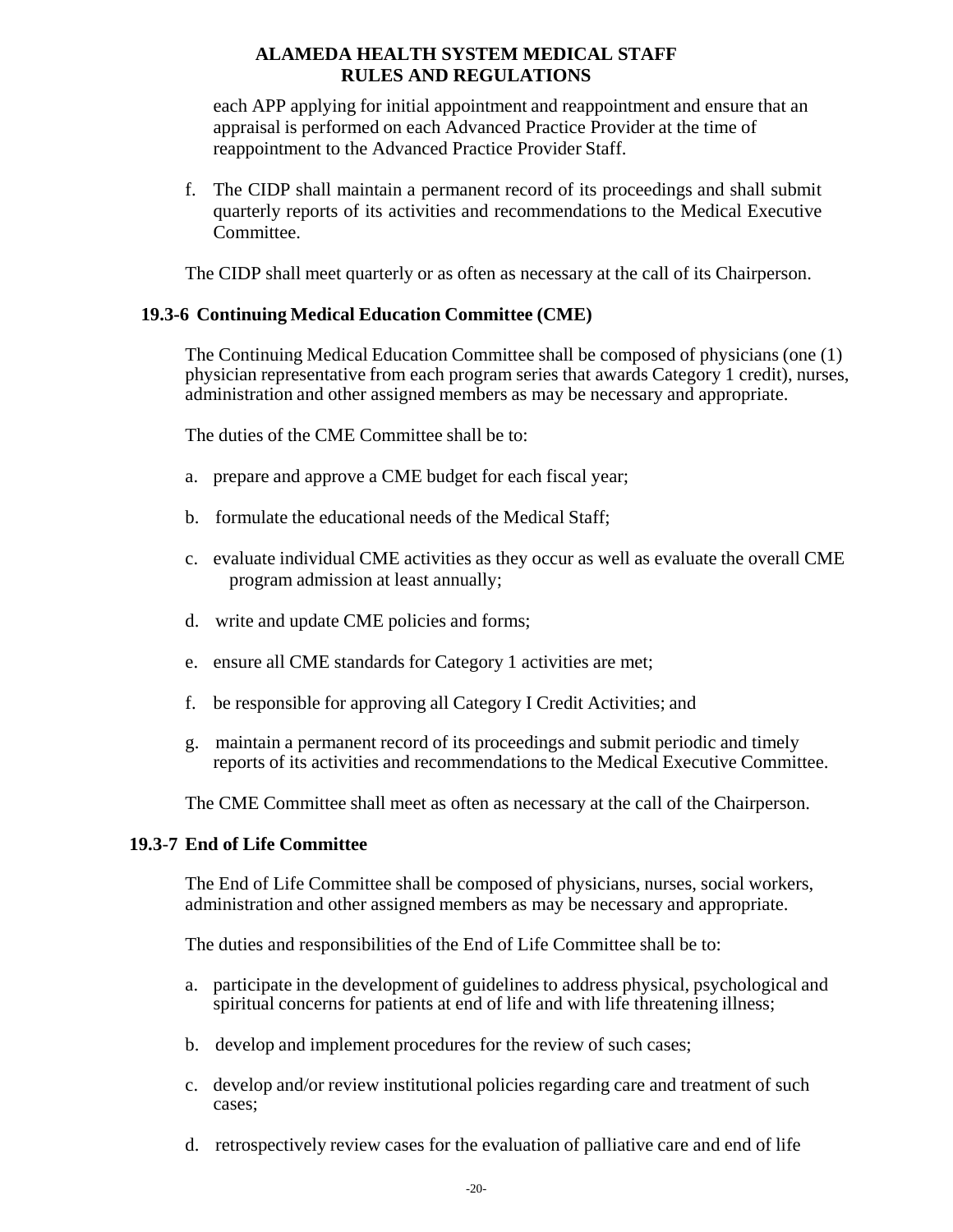each APP applying for initial appointment and reappointment and ensure that an appraisal is performed on each Advanced Practice Provider at the time of reappointment to the Advanced Practice Provider Staff.

f. The CIDP shall maintain a permanent record of its proceedings and shall submit quarterly reports of its activities and recommendations to the Medical Executive Committee.

The CIDP shall meet quarterly or as often as necessary at the call of its Chairperson.

### 19.3-6 Continuing Medical Education Committee (CME)

The Continuing Medical Education Committee shall be composed of physicians (one (1) physician representative from each program series that awards Category 1 credit), nurses, administration and other assigned members as may be necessary and appropriate.

The duties of the CME Committee shall be to:

a. prepare and approve a CME budget for each fiscal year;

b. formulate the educational needs of the Medical Staff;

c. evaluate individual CME activities as they occur as well as evaluate the overall CME program admission at least annually;

d. write and update CME policies and forms;

e. ensure all CME standards for Category 1 activities are met;

f. be responsible for approving all Category I Credit Activities; and

g. maintain a permanent record of its proceedings and submit periodic and timely reports of its activities and recommendations to the Medical Executive Committee.

The CME Committee shall meet as often as necessary at the call of the Chairperson.

### 19.3-7 End of Life Committee

The End of Life Committee shall be composed of physicians, nurses, social workers, administration and other assigned members as may be necessary and appropriate.

The duties and responsibilities of the End of Life Committee shall be to:

a. participate in the development of guidelines to address physical, psychological and spiritual concerns for patients at end of life and with life threatening illness;

b. develop and implement procedures for the review of such cases;

c. develop and/or review institutional policies regarding care and treatment of such cases;

d. retrospectively review cases for the evaluation of palliative care and end of life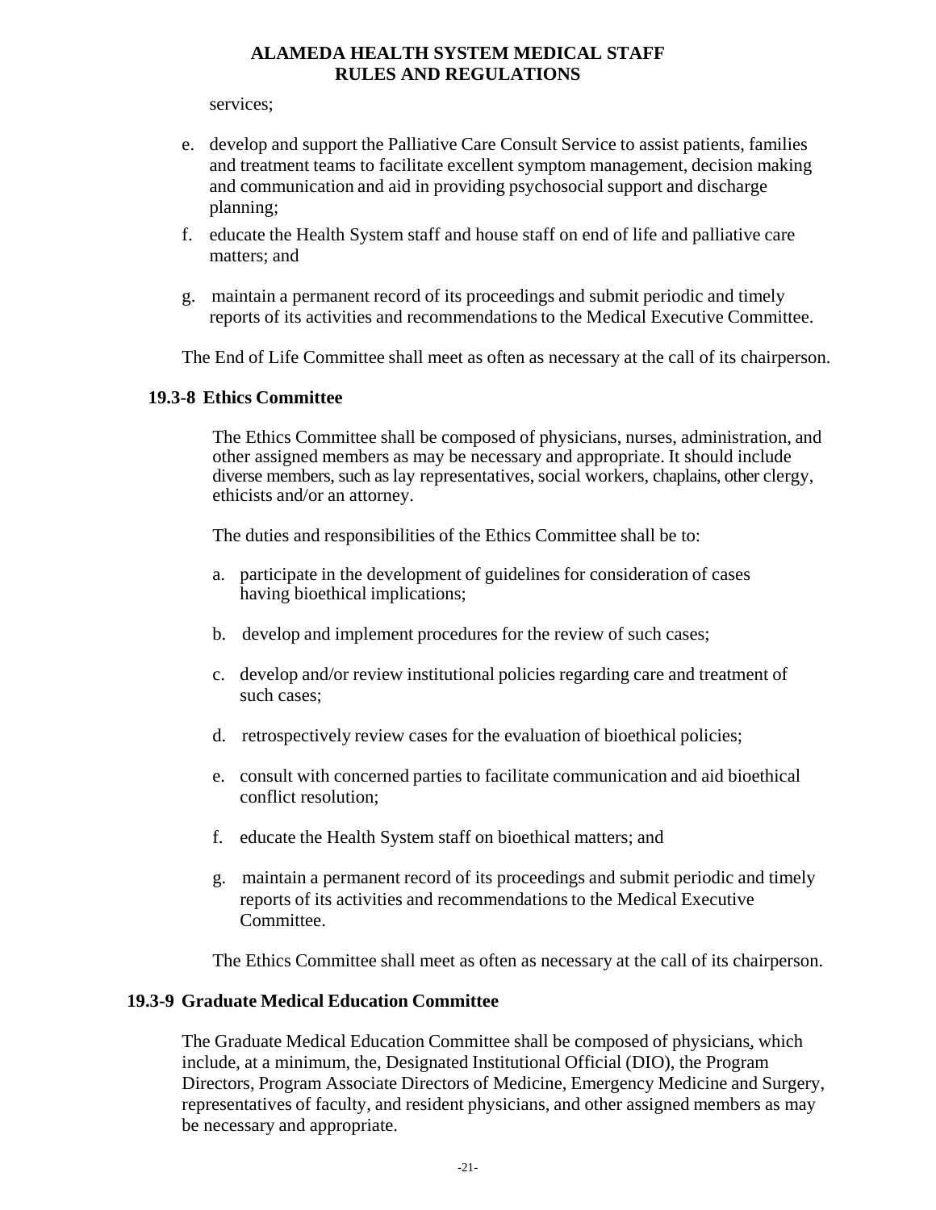services;

e. develop and support the Palliative Care Consult Service to assist patients, families and treatment teams to facilitate excellent symptom management, decision making and communication and aid in providing psychosocial support and discharge planning;

f. educate the Health System staff and house staff on end of life and palliative care matters; and

g. maintain a permanent record of its proceedings and submit periodic and timely reports of its activities and recommendations to the Medical Executive Committee.

The End of Life Committee shall meet as often as necessary at the call of its chairperson.

### 19.3-8 Ethics Committee

The Ethics Committee shall be composed of physicians, nurses, administration, and other assigned members as may be necessary and appropriate. It should include diverse members, such as lay representatives, social workers, chaplains, other clergy, ethicists and/or an attorney.

The duties and responsibilities of the Ethics Committee shall be to:

a. participate in the development of guidelines for consideration of cases having bioethical implications;

b. develop and implement procedures for the review of such cases;

c. develop and/or review institutional policies regarding care and treatment of such cases;

d. retrospectively review cases for the evaluation of bioethical policies;

e. consult with concerned parties to facilitate communication and aid bioethical conflict resolution;

f. educate the Health System staff on bioethical matters; and

g. maintain a permanent record of its proceedings and submit periodic and timely reports of its activities and recommendations to the Medical Executive Committee.

The Ethics Committee shall meet as often as necessary at the call of its chairperson.

### 19.3-9 Graduate Medical Education Committee

The Graduate Medical Education Committee shall be composed of physicians, which include, at a minimum, the, Designated Institutional Official (DIO), the Program Directors, Program Associate Directors of Medicine, Emergency Medicine and Surgery, representatives of faculty, and resident physicians, and other assigned members as may be necessary and appropriate.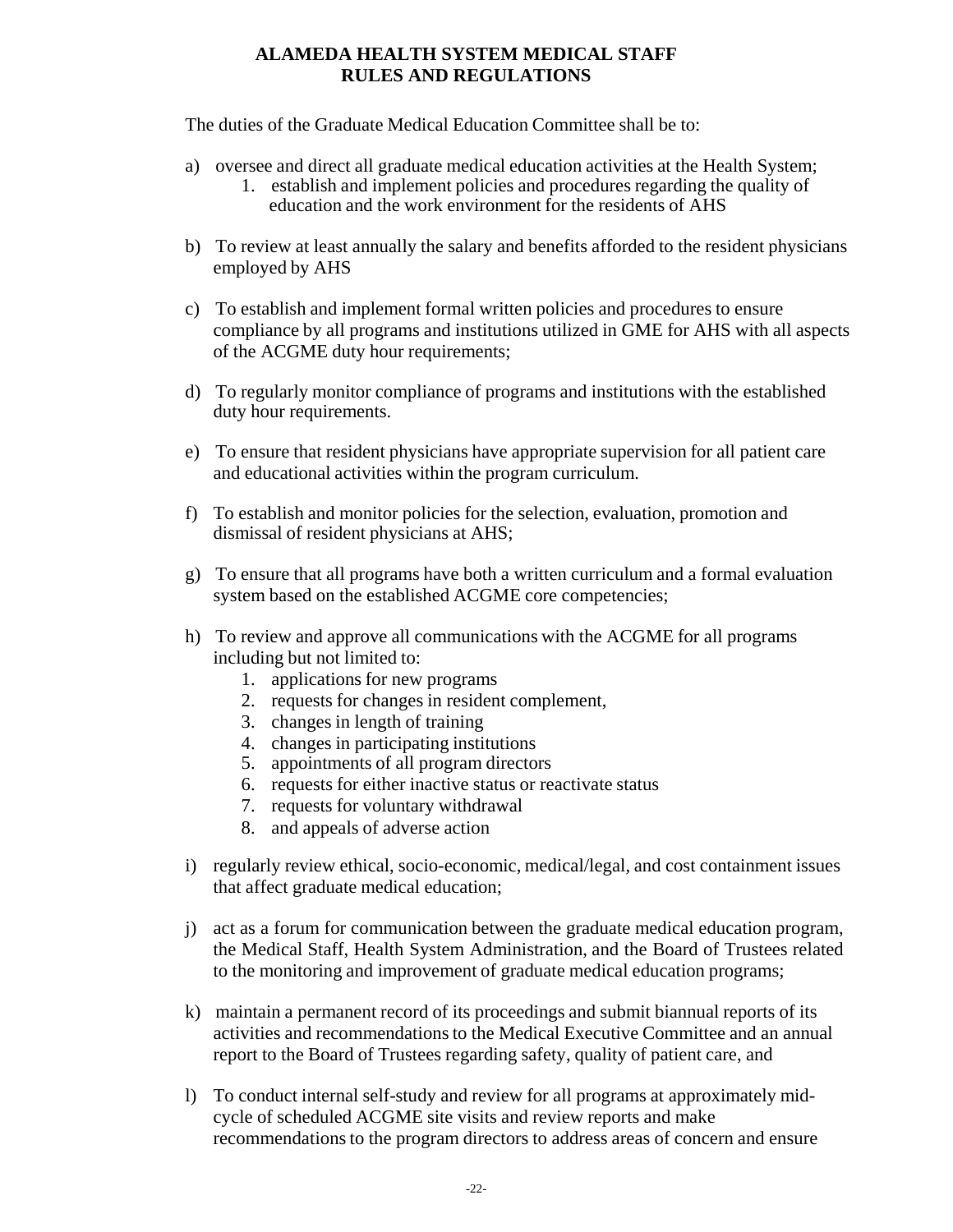# ALAMEDA HEALTH SYSTEM MEDICAL STAFF RULES AND REGULATIONS

The duties of the Graduate Medical Education Committee shall be to:

a) oversee and direct all graduate medical education activities at the Health System;
   1. establish and implement policies and procedures regarding the quality of education and the work environment for the residents of AHS

b) To review at least annually the salary and benefits afforded to the resident physicians employed by AHS

c) To establish and implement formal written policies and procedures to ensure compliance by all programs and institutions utilized in GME for AHS with all aspects of the ACGME duty hour requirements;

d) To regularly monitor compliance of programs and institutions with the established duty hour requirements.

e) To ensure that resident physicians have appropriate supervision for all patient care and educational activities within the program curriculum.

f) To establish and monitor policies for the selection, evaluation, promotion and dismissal of resident physicians at AHS;

g) To ensure that all programs have both a written curriculum and a formal evaluation system based on the established ACGME core competencies;

h) To review and approve all communications with the ACGME for all programs including but not limited to:
   1. applications for new programs
   2. requests for changes in resident complement,
   3. changes in length of training
   4. changes in participating institutions
   5. appointments of all program directors
   6. requests for either inactive status or reactivate status
   7. requests for voluntary withdrawal
   8. and appeals of adverse action

i) regularly review ethical, socio-economic, medical/legal, and cost containment issues that affect graduate medical education;

j) act as a forum for communication between the graduate medical education program, the Medical Staff, Health System Administration, and the Board of Trustees related to the monitoring and improvement of graduate medical education programs;

k) maintain a permanent record of its proceedings and submit biannual reports of its activities and recommendations to the Medical Executive Committee and an annual report to the Board of Trustees regarding safety, quality of patient care, and

l) To conduct internal self-study and review for all programs at approximately mid-cycle of scheduled ACGME site visits and review reports and make recommendations to the program directors to address areas of concern and ensure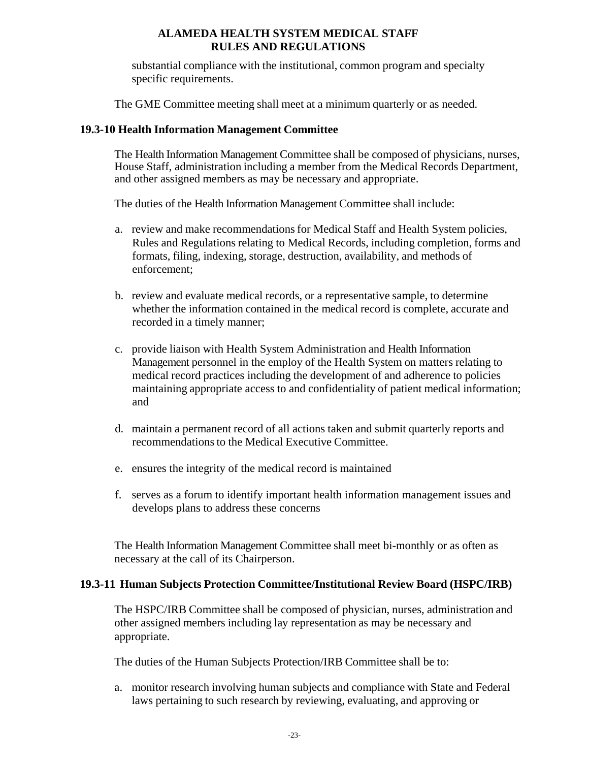substantial compliance with the institutional, common program and specialty specific requirements.

The GME Committee meeting shall meet at a minimum quarterly or as needed.

### 19.3-10 Health Information Management Committee

The Health Information Management Committee shall be composed of physicians, nurses, House Staff, administration including a member from the Medical Records Department, and other assigned members as may be necessary and appropriate.

The duties of the Health Information Management Committee shall include:

a. review and make recommendations for Medical Staff and Health System policies, Rules and Regulations relating to Medical Records, including completion, forms and formats, filing, indexing, storage, destruction, availability, and methods of enforcement;

b. review and evaluate medical records, or a representative sample, to determine whether the information contained in the medical record is complete, accurate and recorded in a timely manner;

c. provide liaison with Health System Administration and Health Information Management personnel in the employ of the Health System on matters relating to medical record practices including the development of and adherence to policies maintaining appropriate access to and confidentiality of patient medical information; and

d. maintain a permanent record of all actions taken and submit quarterly reports and recommendations to the Medical Executive Committee.

e. ensures the integrity of the medical record is maintained

f. serves as a forum to identify important health information management issues and develops plans to address these concerns

The Health Information Management Committee shall meet bi-monthly or as often as necessary at the call of its Chairperson.

### 19.3-11 Human Subjects Protection Committee/Institutional Review Board (HSPC/IRB)

The HSPC/IRB Committee shall be composed of physician, nurses, administration and other assigned members including lay representation as may be necessary and appropriate.

The duties of the Human Subjects Protection/IRB Committee shall be to:

a. monitor research involving human subjects and compliance with State and Federal laws pertaining to such research by reviewing, evaluating, and approving or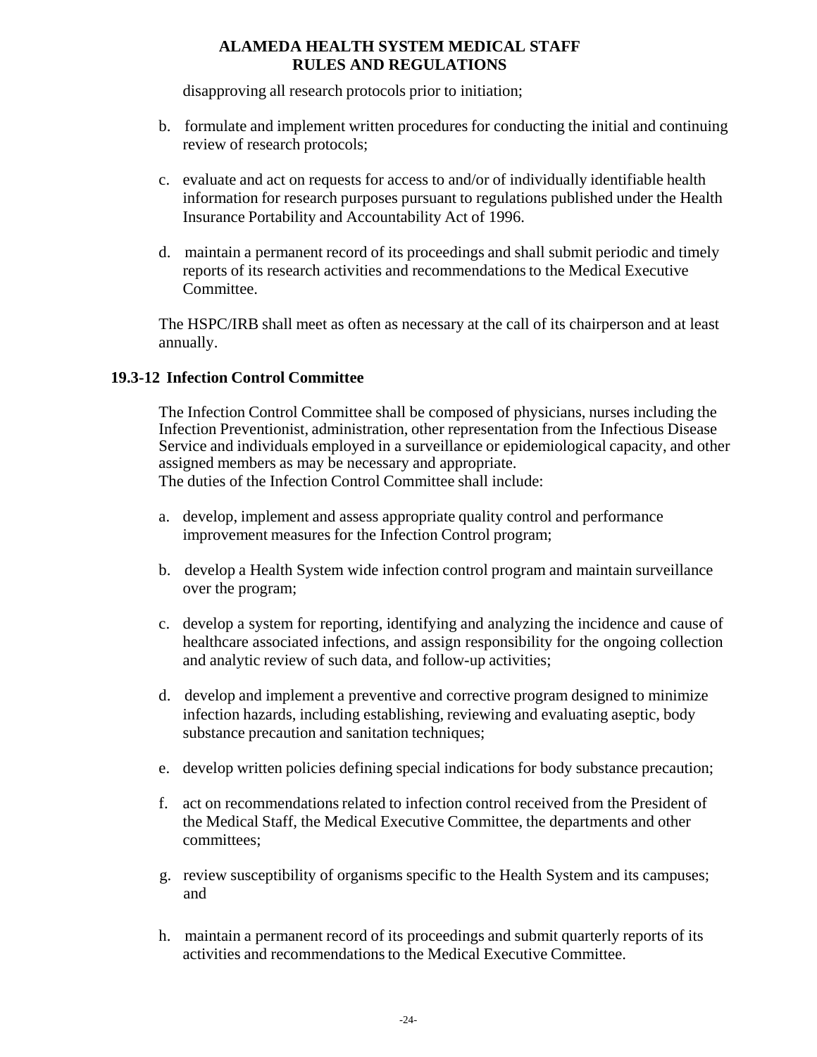disapproving all research protocols prior to initiation;

b. formulate and implement written procedures for conducting the initial and continuing review of research protocols;

c. evaluate and act on requests for access to and/or of individually identifiable health information for research purposes pursuant to regulations published under the Health Insurance Portability and Accountability Act of 1996.

d. maintain a permanent record of its proceedings and shall submit periodic and timely reports of its research activities and recommendations to the Medical Executive Committee.

The HSPC/IRB shall meet as often as necessary at the call of its chairperson and at least annually.

### 19.3-12 Infection Control Committee

The Infection Control Committee shall be composed of physicians, nurses including the Infection Preventionist, administration, other representation from the Infectious Disease Service and individuals employed in a surveillance or epidemiological capacity, and other assigned members as may be necessary and appropriate.
The duties of the Infection Control Committee shall include:

a. develop, implement and assess appropriate quality control and performance improvement measures for the Infection Control program;

b. develop a Health System wide infection control program and maintain surveillance over the program;

c. develop a system for reporting, identifying and analyzing the incidence and cause of healthcare associated infections, and assign responsibility for the ongoing collection and analytic review of such data, and follow-up activities;

d. develop and implement a preventive and corrective program designed to minimize infection hazards, including establishing, reviewing and evaluating aseptic, body substance precaution and sanitation techniques;

e. develop written policies defining special indications for body substance precaution;

f. act on recommendations related to infection control received from the President of the Medical Staff, the Medical Executive Committee, the departments and other committees;

g. review susceptibility of organisms specific to the Health System and its campuses; and

h. maintain a permanent record of its proceedings and submit quarterly reports of its activities and recommendations to the Medical Executive Committee.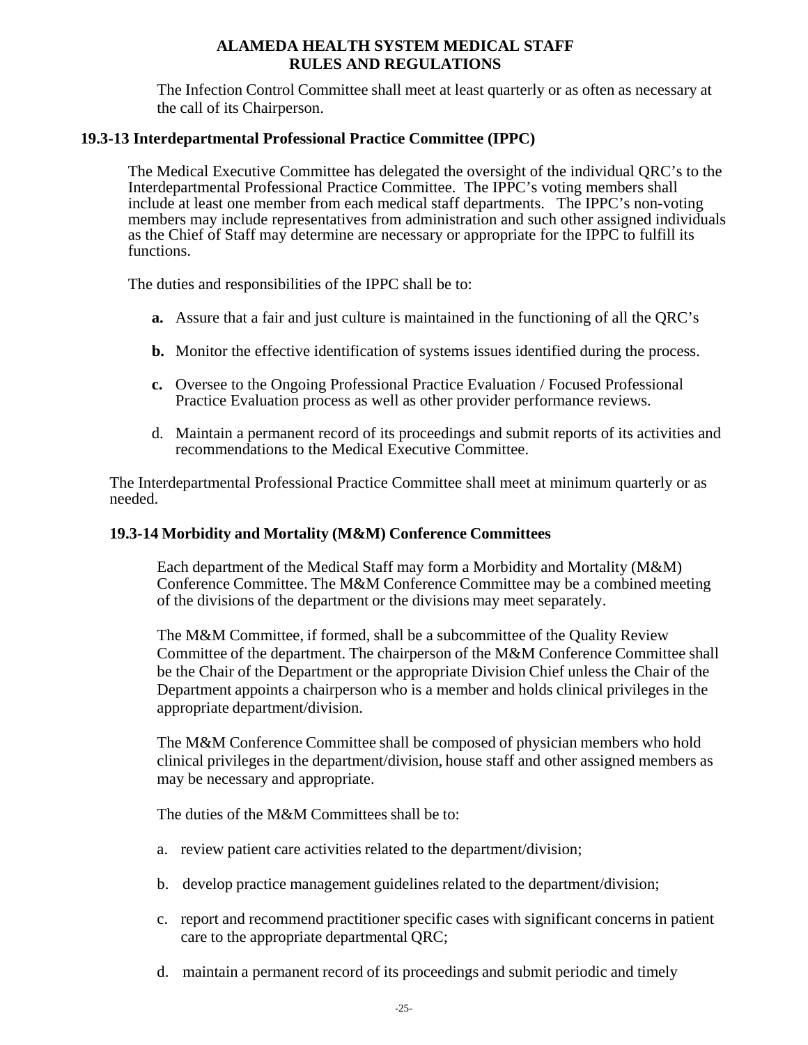The Infection Control Committee shall meet at least quarterly or as often as necessary at the call of its Chairperson.

### 19.3-13 Interdepartmental Professional Practice Committee (IPPC)

The Medical Executive Committee has delegated the oversight of the individual QRC's to the Interdepartmental Professional Practice Committee. The IPPC's voting members shall include at least one member from each medical staff departments. The IPPC's non-voting members may include representatives from administration and such other assigned individuals as the Chief of Staff may determine are necessary or appropriate for the IPPC to fulfill its functions.

The duties and responsibilities of the IPPC shall be to:

**a.** Assure that a fair and just culture is maintained in the functioning of all the QRC's

**b.** Monitor the effective identification of systems issues identified during the process.

**c.** Oversee to the Ongoing Professional Practice Evaluation / Focused Professional Practice Evaluation process as well as other provider performance reviews.

d. Maintain a permanent record of its proceedings and submit reports of its activities and recommendations to the Medical Executive Committee.

The Interdepartmental Professional Practice Committee shall meet at minimum quarterly or as needed.

### 19.3-14 Morbidity and Mortality (M&M) Conference Committees

Each department of the Medical Staff may form a Morbidity and Mortality (M&M) Conference Committee. The M&M Conference Committee may be a combined meeting of the divisions of the department or the divisions may meet separately.

The M&M Committee, if formed, shall be a subcommittee of the Quality Review Committee of the department. The chairperson of the M&M Conference Committee shall be the Chair of the Department or the appropriate Division Chief unless the Chair of the Department appoints a chairperson who is a member and holds clinical privileges in the appropriate department/division.

The M&M Conference Committee shall be composed of physician members who hold clinical privileges in the department/division, house staff and other assigned members as may be necessary and appropriate.

The duties of the M&M Committees shall be to:

a. review patient care activities related to the department/division;

b. develop practice management guidelines related to the department/division;

c. report and recommend practitioner specific cases with significant concerns in patient care to the appropriate departmental QRC;

d. maintain a permanent record of its proceedings and submit periodic and timely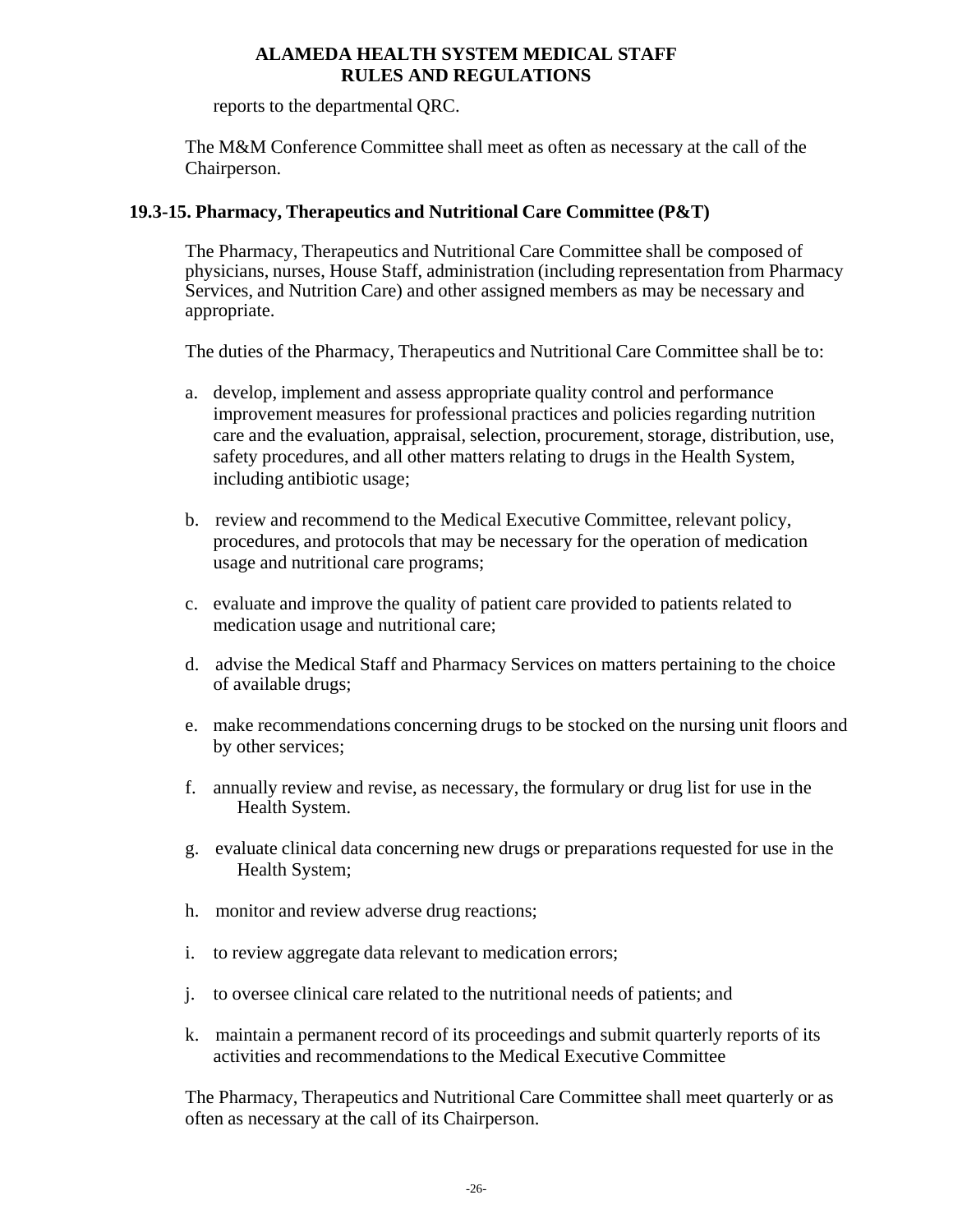reports to the departmental QRC.

The M&M Conference Committee shall meet as often as necessary at the call of the Chairperson.

### 19.3-15. Pharmacy, Therapeutics and Nutritional Care Committee (P&T)

The Pharmacy, Therapeutics and Nutritional Care Committee shall be composed of physicians, nurses, House Staff, administration (including representation from Pharmacy Services, and Nutrition Care) and other assigned members as may be necessary and appropriate.

The duties of the Pharmacy, Therapeutics and Nutritional Care Committee shall be to:

a. develop, implement and assess appropriate quality control and performance improvement measures for professional practices and policies regarding nutrition care and the evaluation, appraisal, selection, procurement, storage, distribution, use, safety procedures, and all other matters relating to drugs in the Health System, including antibiotic usage;

b. review and recommend to the Medical Executive Committee, relevant policy, procedures, and protocols that may be necessary for the operation of medication usage and nutritional care programs;

c. evaluate and improve the quality of patient care provided to patients related to medication usage and nutritional care;

d. advise the Medical Staff and Pharmacy Services on matters pertaining to the choice of available drugs;

e. make recommendations concerning drugs to be stocked on the nursing unit floors and by other services;

f. annually review and revise, as necessary, the formulary or drug list for use in the Health System.

g. evaluate clinical data concerning new drugs or preparations requested for use in the Health System;

h. monitor and review adverse drug reactions;

i. to review aggregate data relevant to medication errors;

j. to oversee clinical care related to the nutritional needs of patients; and

k. maintain a permanent record of its proceedings and submit quarterly reports of its activities and recommendations to the Medical Executive Committee

The Pharmacy, Therapeutics and Nutritional Care Committee shall meet quarterly or as often as necessary at the call of its Chairperson.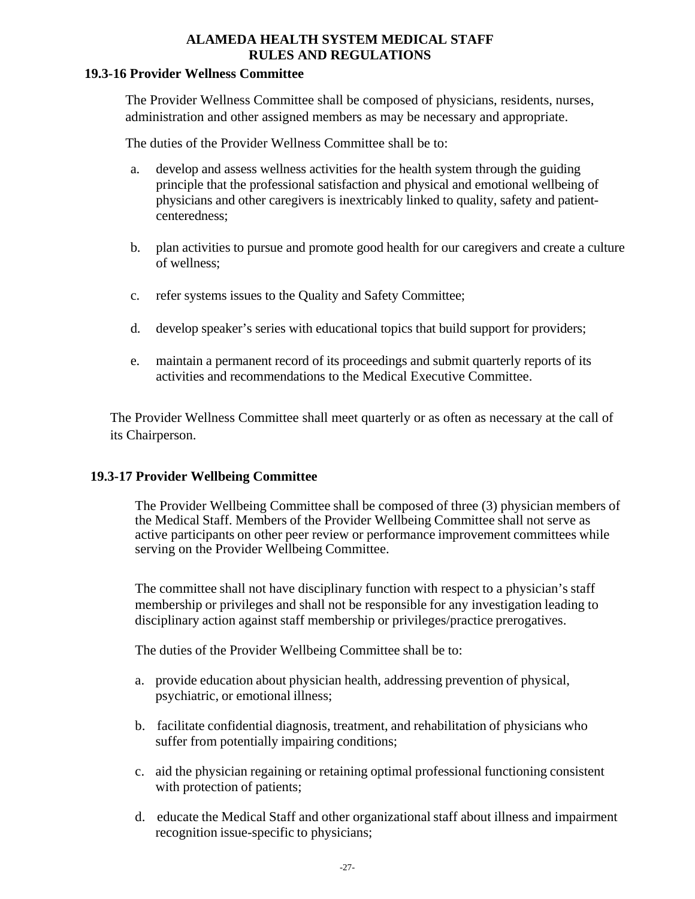### 19.3-16 Provider Wellness Committee

The Provider Wellness Committee shall be composed of physicians, residents, nurses, administration and other assigned members as may be necessary and appropriate.

The duties of the Provider Wellness Committee shall be to:

a. develop and assess wellness activities for the health system through the guiding principle that the professional satisfaction and physical and emotional wellbeing of physicians and other caregivers is inextricably linked to quality, safety and patient-centeredness;

b. plan activities to pursue and promote good health for our caregivers and create a culture of wellness;

c. refer systems issues to the Quality and Safety Committee;

d. develop speaker's series with educational topics that build support for providers;

e. maintain a permanent record of its proceedings and submit quarterly reports of its activities and recommendations to the Medical Executive Committee.

The Provider Wellness Committee shall meet quarterly or as often as necessary at the call of its Chairperson.

### 19.3-17 Provider Wellbeing Committee

The Provider Wellbeing Committee shall be composed of three (3) physician members of the Medical Staff. Members of the Provider Wellbeing Committee shall not serve as active participants on other peer review or performance improvement committees while serving on the Provider Wellbeing Committee.

The committee shall not have disciplinary function with respect to a physician's staff membership or privileges and shall not be responsible for any investigation leading to disciplinary action against staff membership or privileges/practice prerogatives.

The duties of the Provider Wellbeing Committee shall be to:

a. provide education about physician health, addressing prevention of physical, psychiatric, or emotional illness;

b. facilitate confidential diagnosis, treatment, and rehabilitation of physicians who suffer from potentially impairing conditions;

c. aid the physician regaining or retaining optimal professional functioning consistent with protection of patients;

d. educate the Medical Staff and other organizational staff about illness and impairment recognition issue-specific to physicians;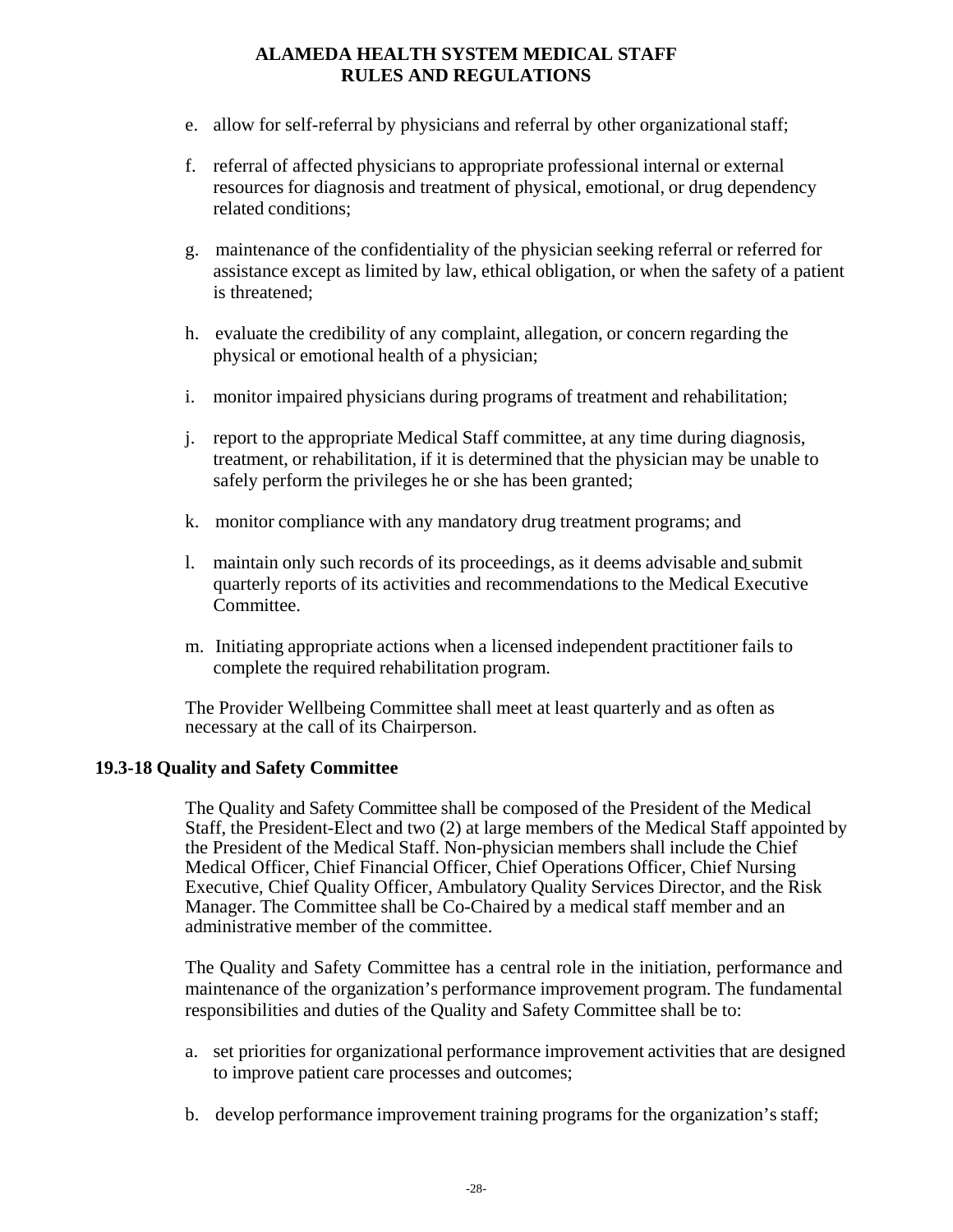e. allow for self-referral by physicians and referral by other organizational staff;

f. referral of affected physicians to appropriate professional internal or external resources for diagnosis and treatment of physical, emotional, or drug dependency related conditions;

g. maintenance of the confidentiality of the physician seeking referral or referred for assistance except as limited by law, ethical obligation, or when the safety of a patient is threatened;

h. evaluate the credibility of any complaint, allegation, or concern regarding the physical or emotional health of a physician;

i. monitor impaired physicians during programs of treatment and rehabilitation;

j. report to the appropriate Medical Staff committee, at any time during diagnosis, treatment, or rehabilitation, if it is determined that the physician may be unable to safely perform the privileges he or she has been granted;

k. monitor compliance with any mandatory drug treatment programs; and

l. maintain only such records of its proceedings, as it deems advisable and submit quarterly reports of its activities and recommendations to the Medical Executive Committee.

m. Initiating appropriate actions when a licensed independent practitioner fails to complete the required rehabilitation program.

The Provider Wellbeing Committee shall meet at least quarterly and as often as necessary at the call of its Chairperson.

### 19.3-18 Quality and Safety Committee

The Quality and Safety Committee shall be composed of the President of the Medical Staff, the President-Elect and two (2) at large members of the Medical Staff appointed by the President of the Medical Staff. Non-physician members shall include the Chief Medical Officer, Chief Financial Officer, Chief Operations Officer, Chief Nursing Executive, Chief Quality Officer, Ambulatory Quality Services Director, and the Risk Manager. The Committee shall be Co-Chaired by a medical staff member and an administrative member of the committee.

The Quality and Safety Committee has a central role in the initiation, performance and maintenance of the organization's performance improvement program. The fundamental responsibilities and duties of the Quality and Safety Committee shall be to:

a. set priorities for organizational performance improvement activities that are designed to improve patient care processes and outcomes;

b. develop performance improvement training programs for the organization's staff;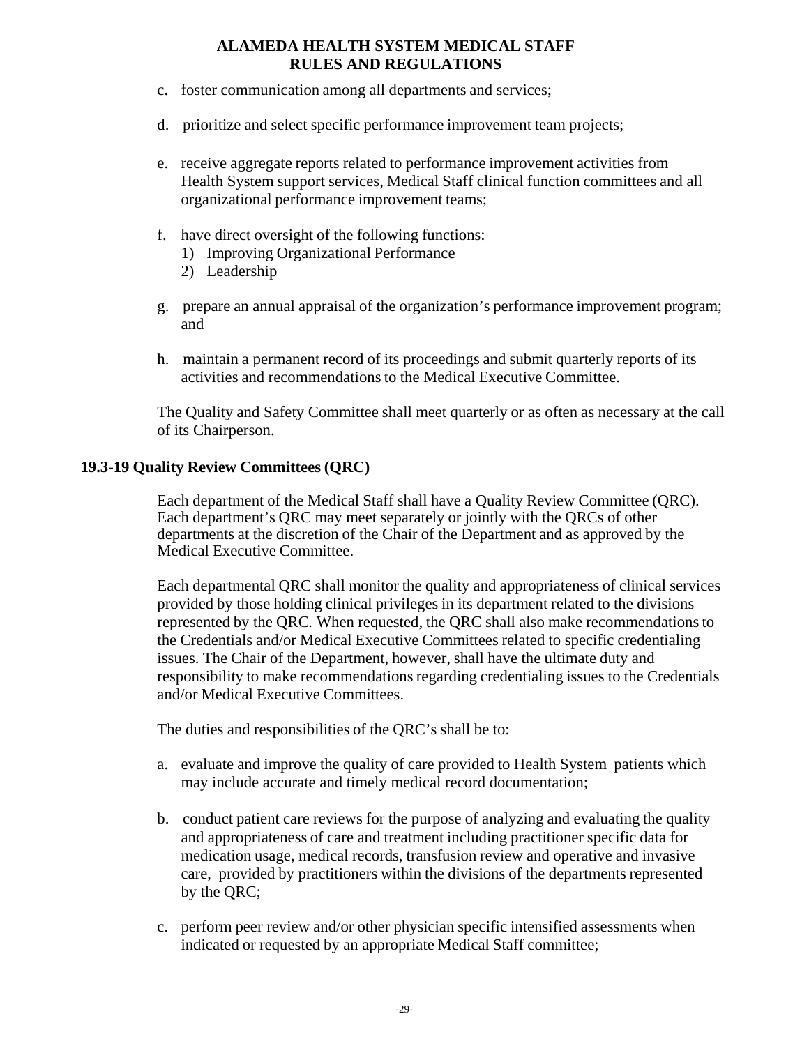c. foster communication among all departments and services;

d. prioritize and select specific performance improvement team projects;

e. receive aggregate reports related to performance improvement activities from Health System support services, Medical Staff clinical function committees and all organizational performance improvement teams;

f. have direct oversight of the following functions:
   1) Improving Organizational Performance
   2) Leadership

g. prepare an annual appraisal of the organization's performance improvement program; and

h. maintain a permanent record of its proceedings and submit quarterly reports of its activities and recommendations to the Medical Executive Committee.

The Quality and Safety Committee shall meet quarterly or as often as necessary at the call of its Chairperson.

### 19.3-19 Quality Review Committees (QRC)

Each department of the Medical Staff shall have a Quality Review Committee (QRC). Each department's QRC may meet separately or jointly with the QRCs of other departments at the discretion of the Chair of the Department and as approved by the Medical Executive Committee.

Each departmental QRC shall monitor the quality and appropriateness of clinical services provided by those holding clinical privileges in its department related to the divisions represented by the QRC. When requested, the QRC shall also make recommendations to the Credentials and/or Medical Executive Committees related to specific credentialing issues. The Chair of the Department, however, shall have the ultimate duty and responsibility to make recommendations regarding credentialing issues to the Credentials and/or Medical Executive Committees.

The duties and responsibilities of the QRC's shall be to:

a. evaluate and improve the quality of care provided to Health System patients which may include accurate and timely medical record documentation;

b. conduct patient care reviews for the purpose of analyzing and evaluating the quality and appropriateness of care and treatment including practitioner specific data for medication usage, medical records, transfusion review and operative and invasive care, provided by practitioners within the divisions of the departments represented by the QRC;

c. perform peer review and/or other physician specific intensified assessments when indicated or requested by an appropriate Medical Staff committee;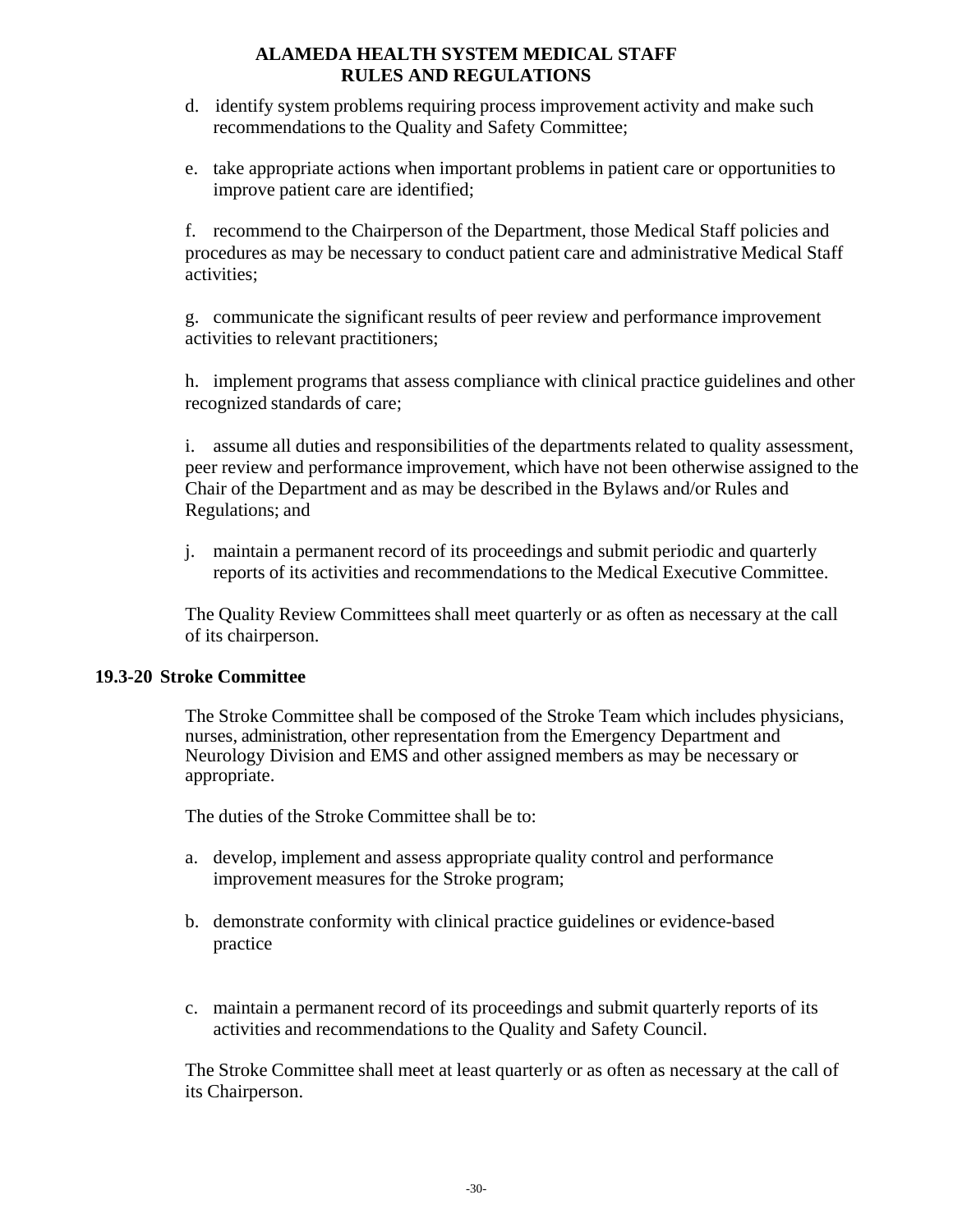d. identify system problems requiring process improvement activity and make such recommendations to the Quality and Safety Committee;

e. take appropriate actions when important problems in patient care or opportunities to improve patient care are identified;

f. recommend to the Chairperson of the Department, those Medical Staff policies and procedures as may be necessary to conduct patient care and administrative Medical Staff activities;

g. communicate the significant results of peer review and performance improvement activities to relevant practitioners;

h. implement programs that assess compliance with clinical practice guidelines and other recognized standards of care;

i. assume all duties and responsibilities of the departments related to quality assessment, peer review and performance improvement, which have not been otherwise assigned to the Chair of the Department and as may be described in the Bylaws and/or Rules and Regulations; and

j. maintain a permanent record of its proceedings and submit periodic and quarterly reports of its activities and recommendations to the Medical Executive Committee.

The Quality Review Committees shall meet quarterly or as often as necessary at the call of its chairperson.

### 19.3-20 Stroke Committee

The Stroke Committee shall be composed of the Stroke Team which includes physicians, nurses, administration, other representation from the Emergency Department and Neurology Division and EMS and other assigned members as may be necessary or appropriate.

The duties of the Stroke Committee shall be to:

a. develop, implement and assess appropriate quality control and performance improvement measures for the Stroke program;

b. demonstrate conformity with clinical practice guidelines or evidence-based practice

c. maintain a permanent record of its proceedings and submit quarterly reports of its activities and recommendations to the Quality and Safety Council.

The Stroke Committee shall meet at least quarterly or as often as necessary at the call of its Chairperson.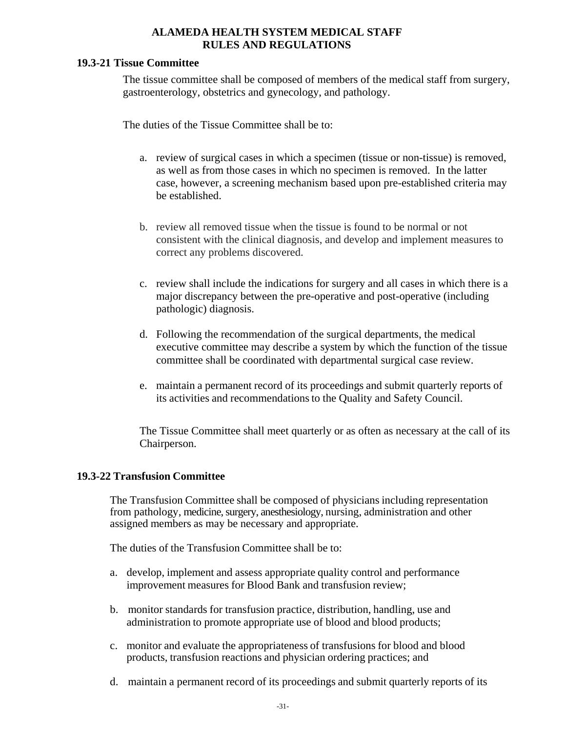**19.3-21 Tissue Committee**

The tissue committee shall be composed of members of the medical staff from surgery, gastroenterology, obstetrics and gynecology, and pathology.

The duties of the Tissue Committee shall be to:

a. review of surgical cases in which a specimen (tissue or non-tissue) is removed, as well as from those cases in which no specimen is removed. In the latter case, however, a screening mechanism based upon pre-established criteria may be established.

b. review all removed tissue when the tissue is found to be normal or not consistent with the clinical diagnosis, and develop and implement measures to correct any problems discovered.

c. review shall include the indications for surgery and all cases in which there is a major discrepancy between the pre-operative and post-operative (including pathologic) diagnosis.

d. Following the recommendation of the surgical departments, the medical executive committee may describe a system by which the function of the tissue committee shall be coordinated with departmental surgical case review.

e. maintain a permanent record of its proceedings and submit quarterly reports of its activities and recommendations to the Quality and Safety Council.

The Tissue Committee shall meet quarterly or as often as necessary at the call of its Chairperson.

**19.3-22 Transfusion Committee**

The Transfusion Committee shall be composed of physicians including representation from pathology, medicine, surgery, anesthesiology, nursing, administration and other assigned members as may be necessary and appropriate.

The duties of the Transfusion Committee shall be to:

a. develop, implement and assess appropriate quality control and performance improvement measures for Blood Bank and transfusion review;

b. monitor standards for transfusion practice, distribution, handling, use and administration to promote appropriate use of blood and blood products;

c. monitor and evaluate the appropriateness of transfusions for blood and blood products, transfusion reactions and physician ordering practices; and

d. maintain a permanent record of its proceedings and submit quarterly reports of its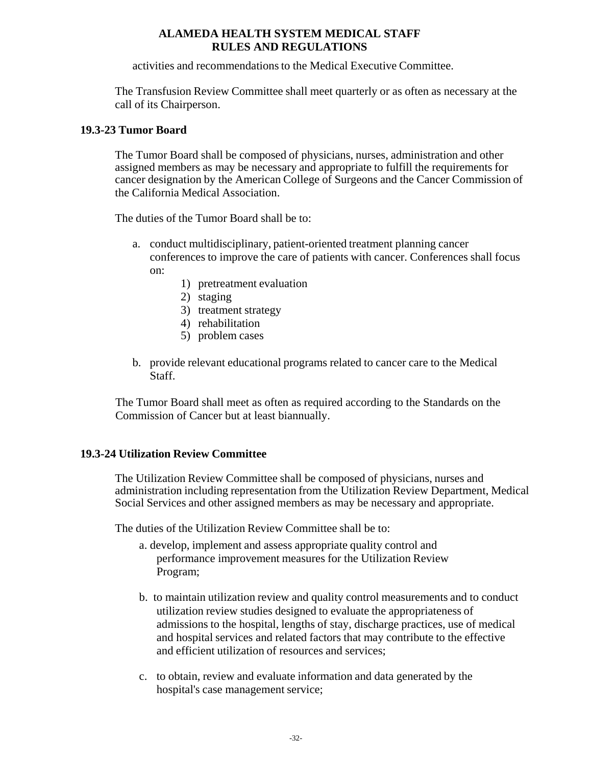activities and recommendations to the Medical Executive Committee.

The Transfusion Review Committee shall meet quarterly or as often as necessary at the call of its Chairperson.

### 19.3-23 Tumor Board

The Tumor Board shall be composed of physicians, nurses, administration and other assigned members as may be necessary and appropriate to fulfill the requirements for cancer designation by the American College of Surgeons and the Cancer Commission of the California Medical Association.

The duties of the Tumor Board shall be to:

a. conduct multidisciplinary, patient-oriented treatment planning cancer conferences to improve the care of patients with cancer. Conferences shall focus on:
   1) pretreatment evaluation
   2) staging
   3) treatment strategy
   4) rehabilitation
   5) problem cases

b. provide relevant educational programs related to cancer care to the Medical Staff.

The Tumor Board shall meet as often as required according to the Standards on the Commission of Cancer but at least biannually.

### 19.3-24 Utilization Review Committee

The Utilization Review Committee shall be composed of physicians, nurses and administration including representation from the Utilization Review Department, Medical Social Services and other assigned members as may be necessary and appropriate.

The duties of the Utilization Review Committee shall be to:

a. develop, implement and assess appropriate quality control and performance improvement measures for the Utilization Review Program;

b. to maintain utilization review and quality control measurements and to conduct utilization review studies designed to evaluate the appropriateness of admissions to the hospital, lengths of stay, discharge practices, use of medical and hospital services and related factors that may contribute to the effective and efficient utilization of resources and services;

c. to obtain, review and evaluate information and data generated by the hospital's case management service;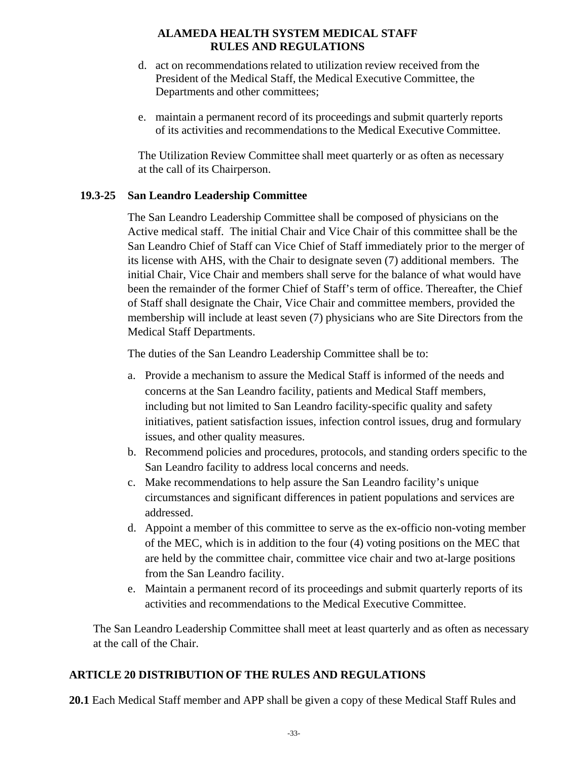d. act on recommendations related to utilization review received from the President of the Medical Staff, the Medical Executive Committee, the Departments and other committees;

e. maintain a permanent record of its proceedings and submit quarterly reports of its activities and recommendations to the Medical Executive Committee.

The Utilization Review Committee shall meet quarterly or as often as necessary at the call of its Chairperson.

**19.3-25 San Leandro Leadership Committee**

The San Leandro Leadership Committee shall be composed of physicians on the Active medical staff. The initial Chair and Vice Chair of this committee shall be the San Leandro Chief of Staff can Vice Chief of Staff immediately prior to the merger of its license with AHS, with the Chair to designate seven (7) additional members. The initial Chair, Vice Chair and members shall serve for the balance of what would have been the remainder of the former Chief of Staff's term of office. Thereafter, the Chief of Staff shall designate the Chair, Vice Chair and committee members, provided the membership will include at least seven (7) physicians who are Site Directors from the Medical Staff Departments.

The duties of the San Leandro Leadership Committee shall be to:

a. Provide a mechanism to assure the Medical Staff is informed of the needs and concerns at the San Leandro facility, patients and Medical Staff members, including but not limited to San Leandro facility-specific quality and safety initiatives, patient satisfaction issues, infection control issues, drug and formulary issues, and other quality measures.
b. Recommend policies and procedures, protocols, and standing orders specific to the San Leandro facility to address local concerns and needs.
c. Make recommendations to help assure the San Leandro facility's unique circumstances and significant differences in patient populations and services are addressed.
d. Appoint a member of this committee to serve as the ex-officio non-voting member of the MEC, which is in addition to the four (4) voting positions on the MEC that are held by the committee chair, committee vice chair and two at-large positions from the San Leandro facility.
e. Maintain a permanent record of its proceedings and submit quarterly reports of its activities and recommendations to the Medical Executive Committee.

The San Leandro Leadership Committee shall meet at least quarterly and as often as necessary at the call of the Chair.

## ARTICLE 20 DISTRIBUTION OF THE RULES AND REGULATIONS

**20.1** Each Medical Staff member and APP shall be given a copy of these Medical Staff Rules and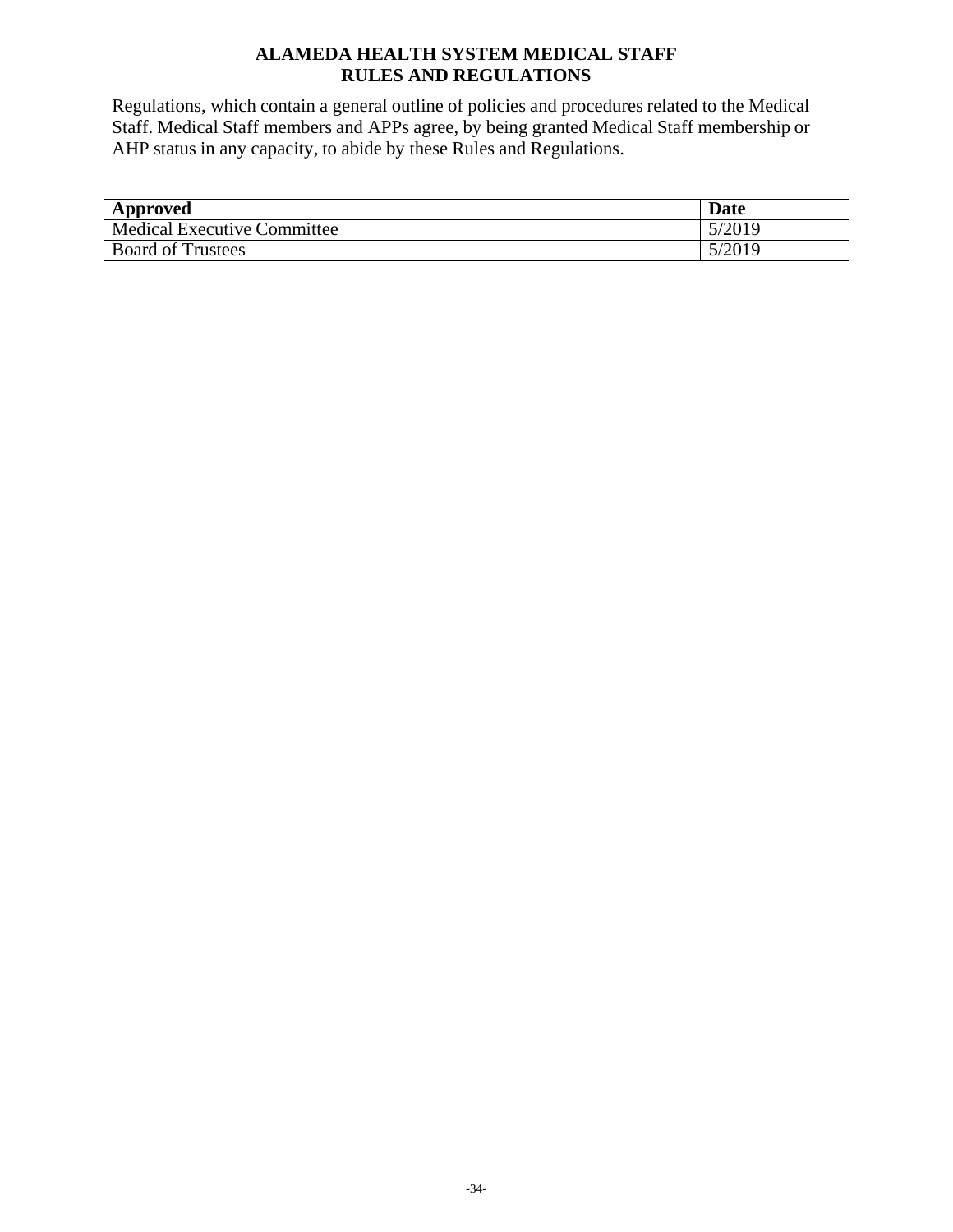Regulations, which contain a general outline of policies and procedures related to the Medical Staff. Medical Staff members and APPs agree, by being granted Medical Staff membership or AHP status in any capacity, to abide by these Rules and Regulations.

| **Approved** | **Date** |
|---|---|
| Medical Executive Committee | 5/2019 |
| Board of Trustees | 5/2019 |